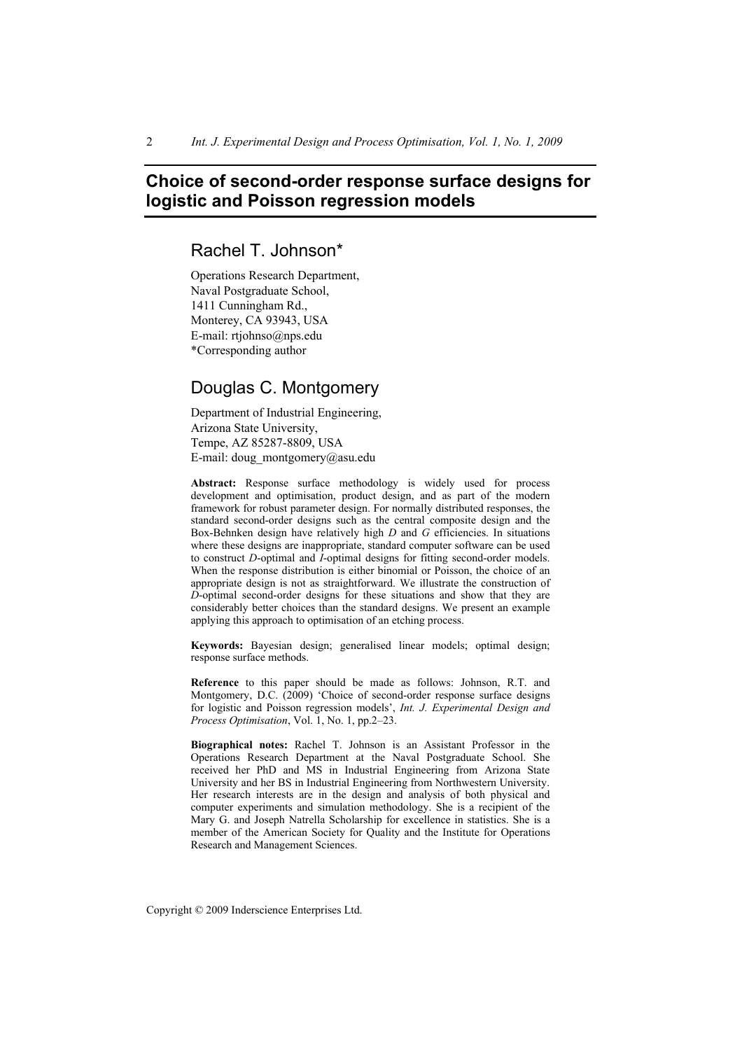# Choice of second-order response surface designs for logistic and Poisson regression models

## Rachel T. Johnson*

Operations Research Department,
Naval Postgraduate School,
1411 Cunningham Rd.,
Monterey, CA 93943, USA
E-mail: rtjohnso@nps.edu
*Corresponding author

## Douglas C. Montgomery

Department of Industrial Engineering,
Arizona State University,
Tempe, AZ 85287-8809, USA
E-mail: doug_montgomery@asu.edu

**Abstract:** Response surface methodology is widely used for process development and optimisation, product design, and as part of the modern framework for robust parameter design. For normally distributed responses, the standard second-order designs such as the central composite design and the Box-Behnken design have relatively high *D* and *G* efficiencies. In situations where these designs are inappropriate, standard computer software can be used to construct *D*-optimal and *I*-optimal designs for fitting second-order models. When the response distribution is either binomial or Poisson, the choice of an appropriate design is not as straightforward. We illustrate the construction of *D*-optimal second-order designs for these situations and show that they are considerably better choices than the standard designs. We present an example applying this approach to optimisation of an etching process.

**Keywords:** Bayesian design; generalised linear models; optimal design; response surface methods.

**Reference** to this paper should be made as follows: Johnson, R.T. and Montgomery, D.C. (2009) 'Choice of second-order response surface designs for logistic and Poisson regression models', *Int. J. Experimental Design and Process Optimisation*, Vol. 1, No. 1, pp.2–23.

**Biographical notes:** Rachel T. Johnson is an Assistant Professor in the Operations Research Department at the Naval Postgraduate School. She received her PhD and MS in Industrial Engineering from Arizona State University and her BS in Industrial Engineering from Northwestern University. Her research interests are in the design and analysis of both physical and computer experiments and simulation methodology. She is a recipient of the Mary G. and Joseph Natrella Scholarship for excellence in statistics. She is a member of the American Society for Quality and the Institute for Operations Research and Management Sciences.

Copyright © 2009 Inderscience Enterprises Ltd.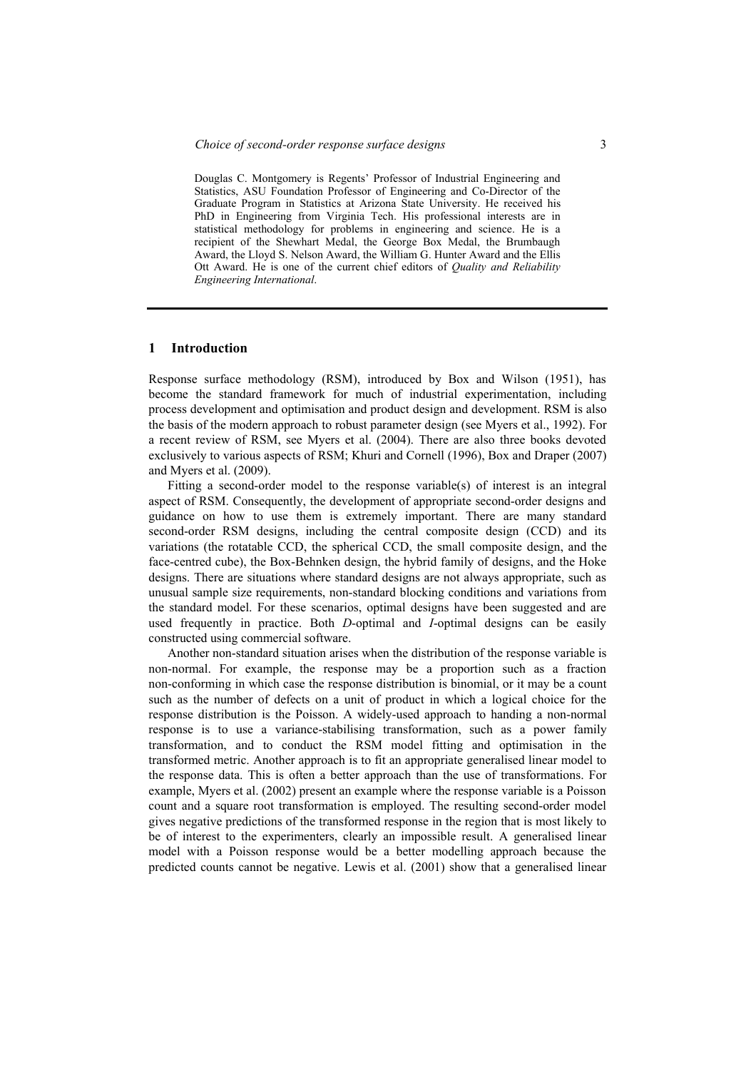Douglas C. Montgomery is Regents' Professor of Industrial Engineering and Statistics, ASU Foundation Professor of Engineering and Co-Director of the Graduate Program in Statistics at Arizona State University. He received his PhD in Engineering from Virginia Tech. His professional interests are in statistical methodology for problems in engineering and science. He is a recipient of the Shewhart Medal, the George Box Medal, the Brumbaugh Award, the Lloyd S. Nelson Award, the William G. Hunter Award and the Ellis Ott Award. He is one of the current chief editors of *Quality and Reliability Engineering International*.

## 1 Introduction

Response surface methodology (RSM), introduced by Box and Wilson (1951), has become the standard framework for much of industrial experimentation, including process development and optimisation and product design and development. RSM is also the basis of the modern approach to robust parameter design (see Myers et al., 1992). For a recent review of RSM, see Myers et al. (2004). There are also three books devoted exclusively to various aspects of RSM; Khuri and Cornell (1996), Box and Draper (2007) and Myers et al. (2009).

Fitting a second-order model to the response variable(s) of interest is an integral aspect of RSM. Consequently, the development of appropriate second-order designs and guidance on how to use them is extremely important. There are many standard second-order RSM designs, including the central composite design (CCD) and its variations (the rotatable CCD, the spherical CCD, the small composite design, and the face-centred cube), the Box-Behnken design, the hybrid family of designs, and the Hoke designs. There are situations where standard designs are not always appropriate, such as unusual sample size requirements, non-standard blocking conditions and variations from the standard model. For these scenarios, optimal designs have been suggested and are used frequently in practice. Both *D*-optimal and *I*-optimal designs can be easily constructed using commercial software.

Another non-standard situation arises when the distribution of the response variable is non-normal. For example, the response may be a proportion such as a fraction non-conforming in which case the response distribution is binomial, or it may be a count such as the number of defects on a unit of product in which a logical choice for the response distribution is the Poisson. A widely-used approach to handing a non-normal response is to use a variance-stabilising transformation, such as a power family transformation, and to conduct the RSM model fitting and optimisation in the transformed metric. Another approach is to fit an appropriate generalised linear model to the response data. This is often a better approach than the use of transformations. For example, Myers et al. (2002) present an example where the response variable is a Poisson count and a square root transformation is employed. The resulting second-order model gives negative predictions of the transformed response in the region that is most likely to be of interest to the experimenters, clearly an impossible result. A generalised linear model with a Poisson response would be a better modelling approach because the predicted counts cannot be negative. Lewis et al. (2001) show that a generalised linear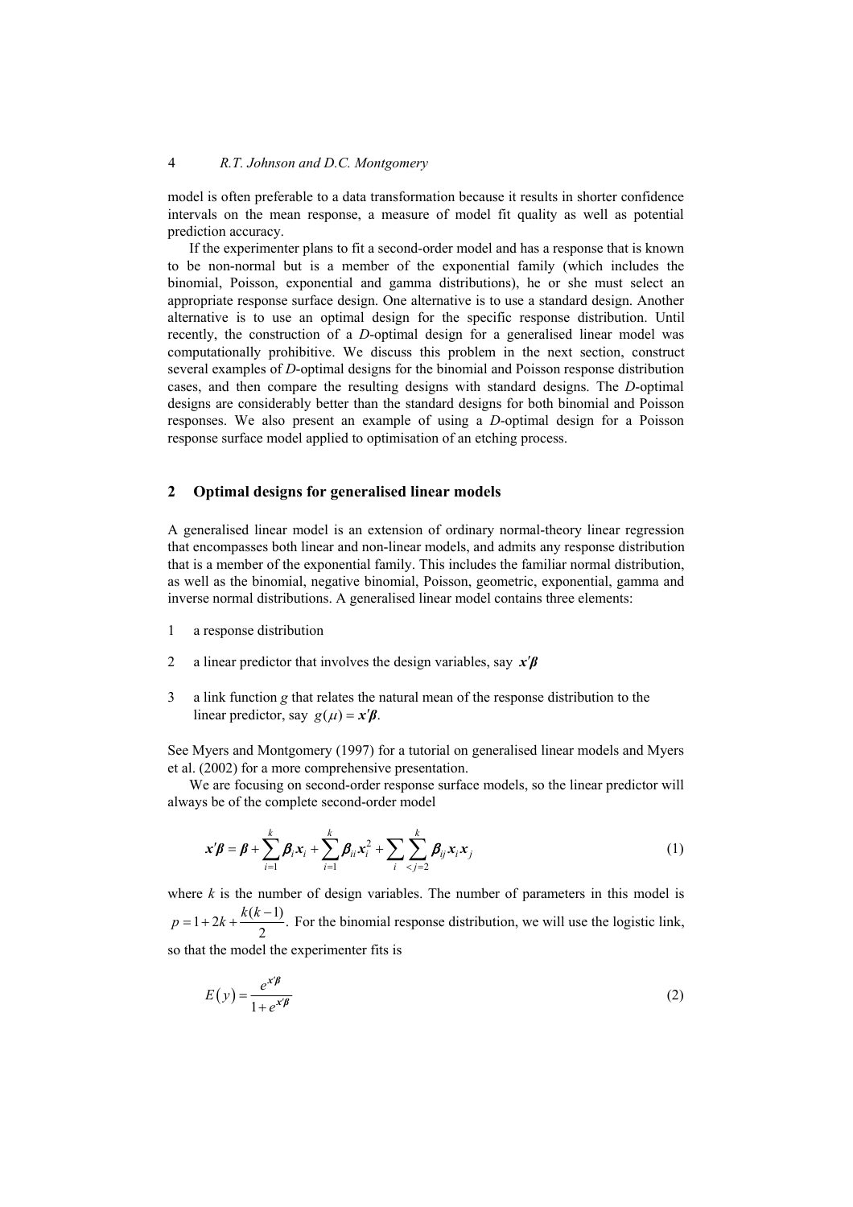model is often preferable to a data transformation because it results in shorter confidence intervals on the mean response, a measure of model fit quality as well as potential prediction accuracy.

If the experimenter plans to fit a second-order model and has a response that is known to be non-normal but is a member of the exponential family (which includes the binomial, Poisson, exponential and gamma distributions), he or she must select an appropriate response surface design. One alternative is to use a standard design. Another alternative is to use an optimal design for the specific response distribution. Until recently, the construction of a *D*-optimal design for a generalised linear model was computationally prohibitive. We discuss this problem in the next section, construct several examples of *D*-optimal designs for the binomial and Poisson response distribution cases, and then compare the resulting designs with standard designs. The *D*-optimal designs are considerably better than the standard designs for both binomial and Poisson responses. We also present an example of using a *D*-optimal design for a Poisson response surface model applied to optimisation of an etching process.

## 2 Optimal designs for generalised linear models

A generalised linear model is an extension of ordinary normal-theory linear regression that encompasses both linear and non-linear models, and admits any response distribution that is a member of the exponential family. This includes the familiar normal distribution, as well as the binomial, negative binomial, Poisson, geometric, exponential, gamma and inverse normal distributions. A generalised linear model contains three elements:

1. a response distribution
2. a linear predictor that involves the design variables, say $\boldsymbol{x}'\boldsymbol{\beta}$
3. a link function $g$ that relates the natural mean of the response distribution to the linear predictor, say $g(\mu) = \boldsymbol{x}'\boldsymbol{\beta}$.

See Myers and Montgomery (1997) for a tutorial on generalised linear models and Myers et al. (2002) for a more comprehensive presentation.

We are focusing on second-order response surface models, so the linear predictor will always be of the complete second-order model

$$\boldsymbol{x}'\boldsymbol{\beta} = \boldsymbol{\beta} + \sum_{i=1}^{k} \boldsymbol{\beta}_i \boldsymbol{x}_i + \sum_{i=1}^{k} \boldsymbol{\beta}_{ii} \boldsymbol{x}_i^2 + \sum_{i} \sum_{<j=2}^{k} \boldsymbol{\beta}_{ij} \boldsymbol{x}_i \boldsymbol{x}_j \tag{1}$$

where $k$ is the number of design variables. The number of parameters in this model is $p = 1 + 2k + \frac{k(k-1)}{2}$. For the binomial response distribution, we will use the logistic link, so that the model the experimenter fits is

$$E(y) = \frac{e^{\boldsymbol{x}'\boldsymbol{\beta}}}{1 + e^{\boldsymbol{x}'\boldsymbol{\beta}}} \tag{2}$$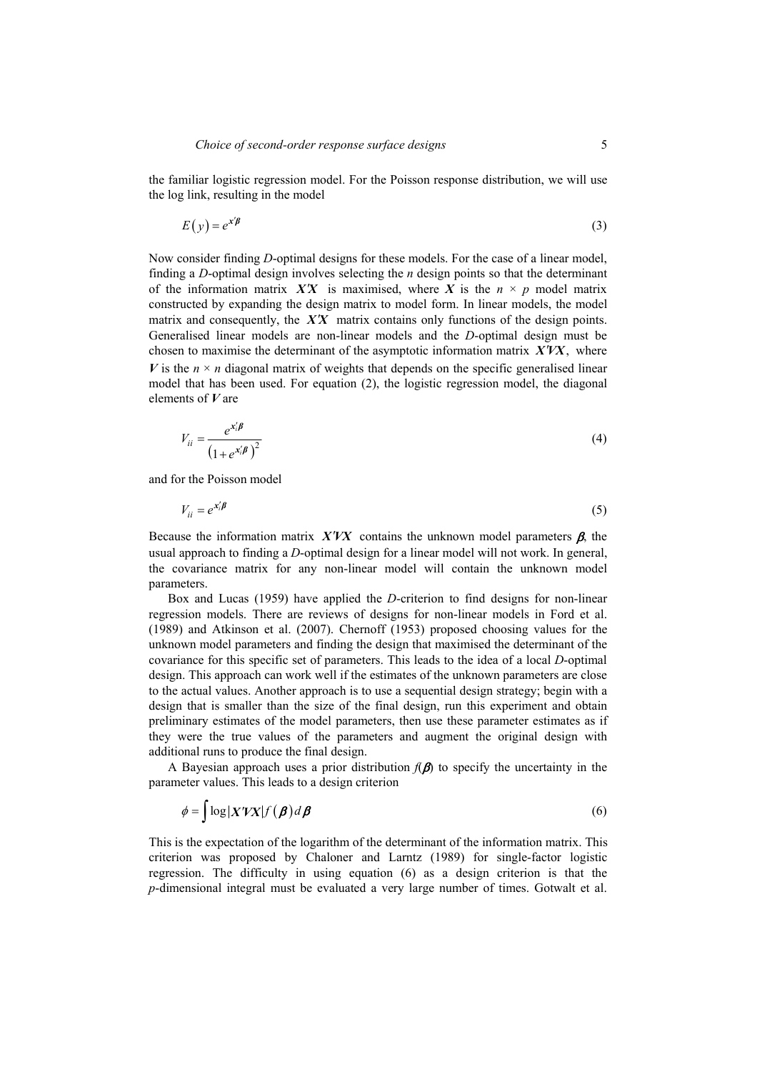the familiar logistic regression model. For the Poisson response distribution, we will use the log link, resulting in the model

$$E(y) = e^{\mathbf{x}'\boldsymbol{\beta}} \tag{3}$$

Now consider finding *D*-optimal designs for these models. For the case of a linear model, finding a *D*-optimal design involves selecting the *n* design points so that the determinant of the information matrix $\mathbf{X}'\mathbf{X}$ is maximised, where $\mathbf{X}$ is the $n \times p$ model matrix constructed by expanding the design matrix to model form. In linear models, the model matrix and consequently, the $\mathbf{X}'\mathbf{X}$ matrix contains only functions of the design points. Generalised linear models are non-linear models and the *D*-optimal design must be chosen to maximise the determinant of the asymptotic information matrix $\mathbf{X}'\mathbf{V}\mathbf{X}$, where $\mathbf{V}$ is the $n \times n$ diagonal matrix of weights that depends on the specific generalised linear model that has been used. For equation (2), the logistic regression model, the diagonal elements of $\mathbf{V}$ are

$$V_{ii} = \frac{e^{\mathbf{x}_i'\boldsymbol{\beta}}}{\left(1 + e^{\mathbf{x}_i'\boldsymbol{\beta}}\right)^2} \tag{4}$$

and for the Poisson model

$$V_{ii} = e^{\mathbf{x}_i'\boldsymbol{\beta}} \tag{5}$$

Because the information matrix $\mathbf{X}'\mathbf{V}\mathbf{X}$ contains the unknown model parameters $\boldsymbol{\beta}$, the usual approach to finding a *D*-optimal design for a linear model will not work. In general, the covariance matrix for any non-linear model will contain the unknown model parameters.

Box and Lucas (1959) have applied the *D*-criterion to find designs for non-linear regression models. There are reviews of designs for non-linear models in Ford et al. (1989) and Atkinson et al. (2007). Chernoff (1953) proposed choosing values for the unknown model parameters and finding the design that maximised the determinant of the covariance for this specific set of parameters. This leads to the idea of a local *D*-optimal design. This approach can work well if the estimates of the unknown parameters are close to the actual values. Another approach is to use a sequential design strategy; begin with a design that is smaller than the size of the final design, run this experiment and obtain preliminary estimates of the model parameters, then use these parameter estimates as if they were the true values of the parameters and augment the original design with additional runs to produce the final design.

A Bayesian approach uses a prior distribution $f(\boldsymbol{\beta})$ to specify the uncertainty in the parameter values. This leads to a design criterion

$$\phi = \int \log|\mathbf{X}'\mathbf{V}\mathbf{X}| f(\boldsymbol{\beta}) d\boldsymbol{\beta} \tag{6}$$

This is the expectation of the logarithm of the determinant of the information matrix. This criterion was proposed by Chaloner and Larntz (1989) for single-factor logistic regression. The difficulty in using equation (6) as a design criterion is that the *p*-dimensional integral must be evaluated a very large number of times. Gotwalt et al.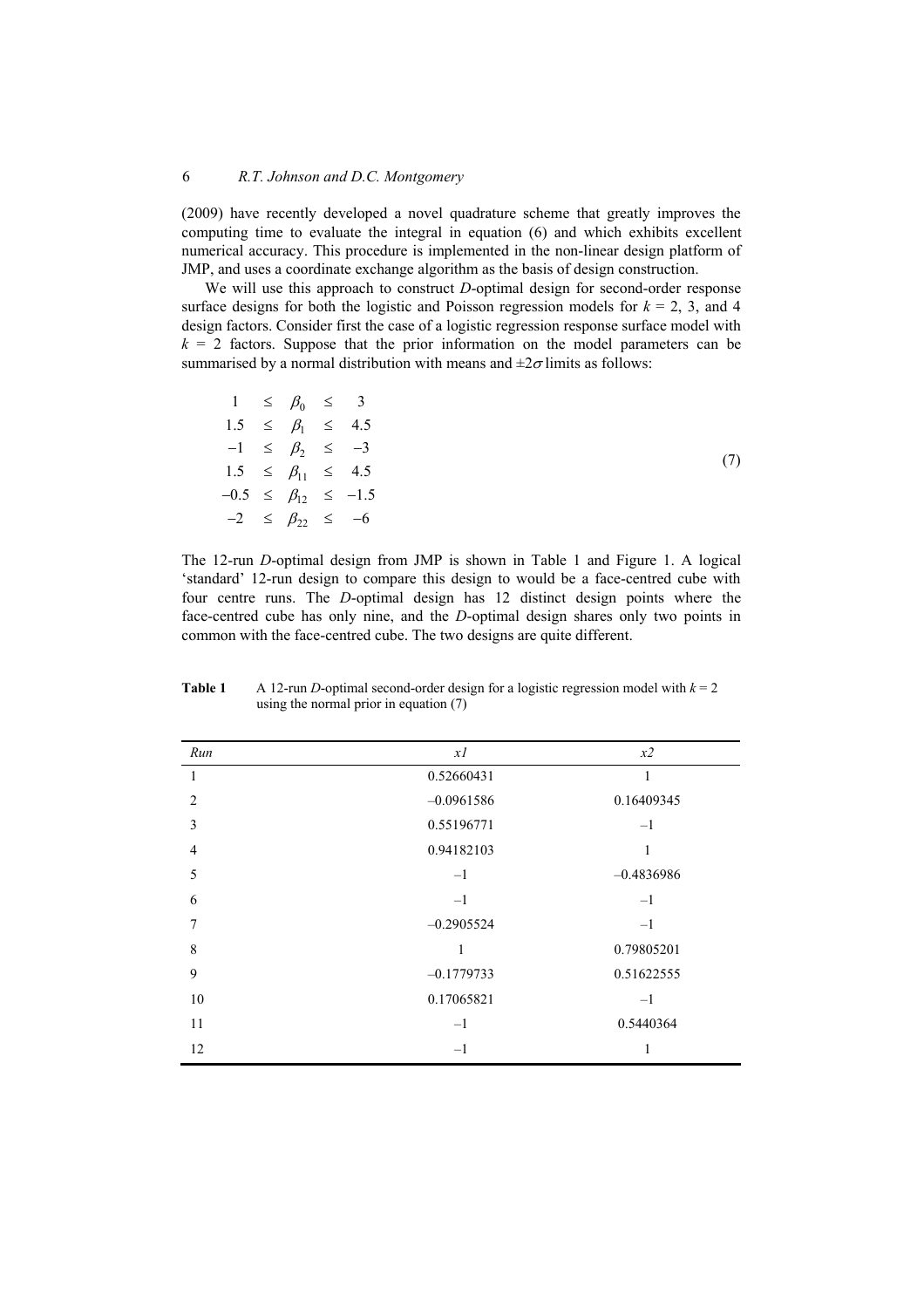(2009) have recently developed a novel quadrature scheme that greatly improves the computing time to evaluate the integral in equation (6) and which exhibits excellent numerical accuracy. This procedure is implemented in the non-linear design platform of JMP, and uses a coordinate exchange algorithm as the basis of design construction.

We will use this approach to construct *D*-optimal design for second-order response surface designs for both the logistic and Poisson regression models for $k = 2$, 3, and 4 design factors. Consider first the case of a logistic regression response surface model with $k = 2$ factors. Suppose that the prior information on the model parameters can be summarised by a normal distribution with means and $\pm 2\sigma$ limits as follows:

$$
\begin{array}{ccccc}
1 & \leq & \beta_0 & \leq & 3 \\
1.5 & \leq & \beta_1 & \leq & 4.5 \\
-1 & \leq & \beta_2 & \leq & -3 \\
1.5 & \leq & \beta_{11} & \leq & 4.5 \\
-0.5 & \leq & \beta_{12} & \leq & -1.5 \\
-2 & \leq & \beta_{22} & \leq & -6
\end{array}
\tag{7}
$$

The 12-run *D*-optimal design from JMP is shown in Table 1 and Figure 1. A logical 'standard' 12-run design to compare this design to would be a face-centred cube with four centre runs. The *D*-optimal design has 12 distinct design points where the face-centred cube has only nine, and the *D*-optimal design shares only two points in common with the face-centred cube. The two designs are quite different.

**Table 1** A 12-run *D*-optimal second-order design for a logistic regression model with $k = 2$ using the normal prior in equation (7)

| *Run* | *x1* | *x2* |
|---|---|---|
| 1 | 0.52660431 | 1 |
| 2 | –0.0961586 | 0.16409345 |
| 3 | 0.55196771 | –1 |
| 4 | 0.94182103 | 1 |
| 5 | –1 | –0.4836986 |
| 6 | –1 | –1 |
| 7 | –0.2905524 | –1 |
| 8 | 1 | 0.79805201 |
| 9 | –0.1779733 | 0.51622555 |
| 10 | 0.17065821 | –1 |
| 11 | –1 | 0.5440364 |
| 12 | –1 | 1 |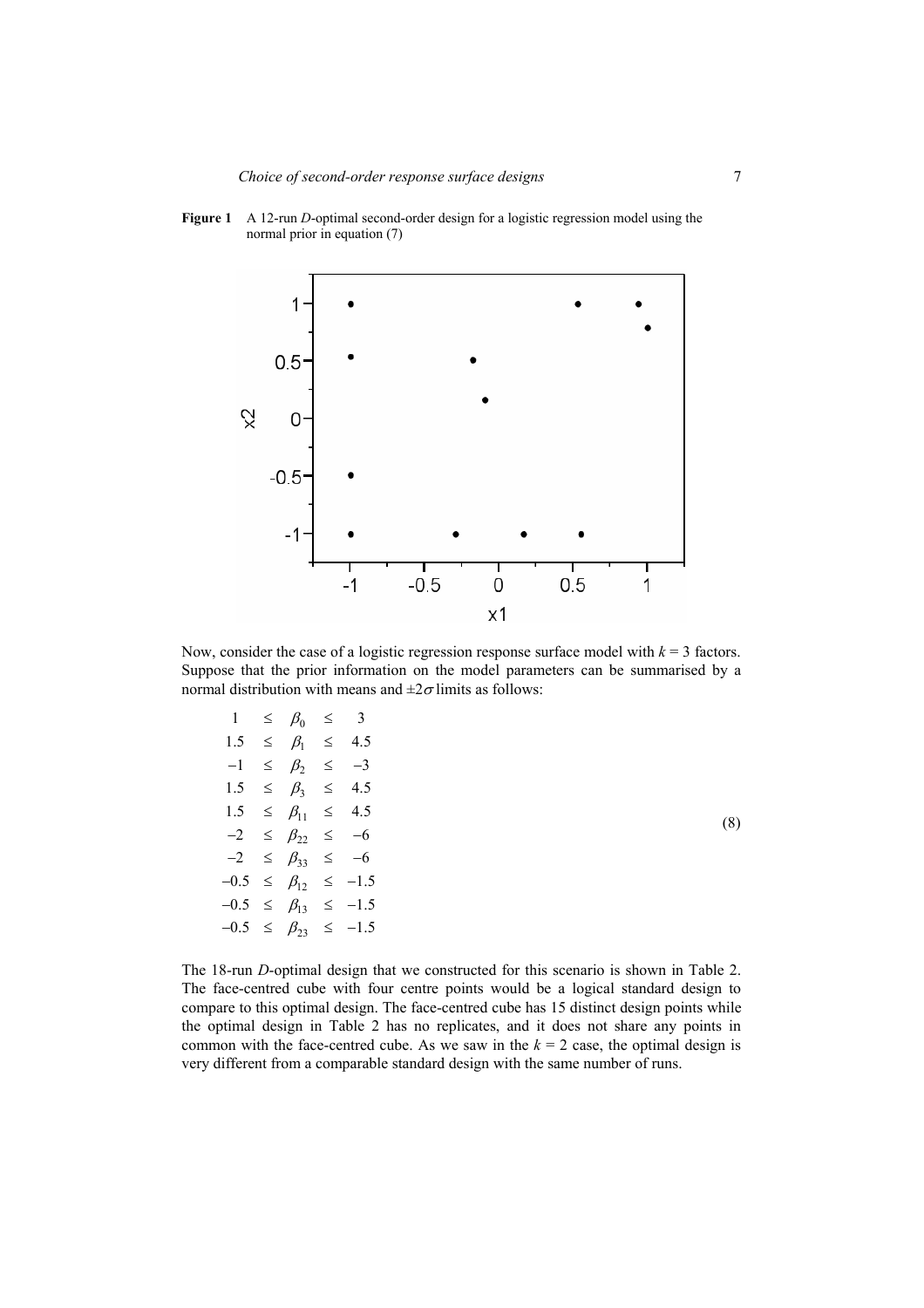**Figure 1** A 12-run *D*-optimal second-order design for a logistic regression model using the normal prior in equation (7)

Now, consider the case of a logistic regression response surface model with $k = 3$ factors. Suppose that the prior information on the model parameters can be summarised by a normal distribution with means and $\pm 2\sigma$ limits as follows:

$$
\begin{array}{rcccl}
1 & \leq & \beta_0 & \leq & 3 \\
1.5 & \leq & \beta_1 & \leq & 4.5 \\
-1 & \leq & \beta_2 & \leq & -3 \\
1.5 & \leq & \beta_3 & \leq & 4.5 \\
1.5 & \leq & \beta_{11} & \leq & 4.5 \\
-2 & \leq & \beta_{22} & \leq & -6 \\
-2 & \leq & \beta_{33} & \leq & -6 \\
-0.5 & \leq & \beta_{12} & \leq & -1.5 \\
-0.5 & \leq & \beta_{13} & \leq & -1.5 \\
-0.5 & \leq & \beta_{23} & \leq & -1.5
\end{array}
\tag{8}
$$

The 18-run *D*-optimal design that we constructed for this scenario is shown in Table 2. The face-centred cube with four centre points would be a logical standard design to compare to this optimal design. The face-centred cube has 15 distinct design points while the optimal design in Table 2 has no replicates, and it does not share any points in common with the face-centred cube. As we saw in the $k = 2$ case, the optimal design is very different from a comparable standard design with the same number of runs.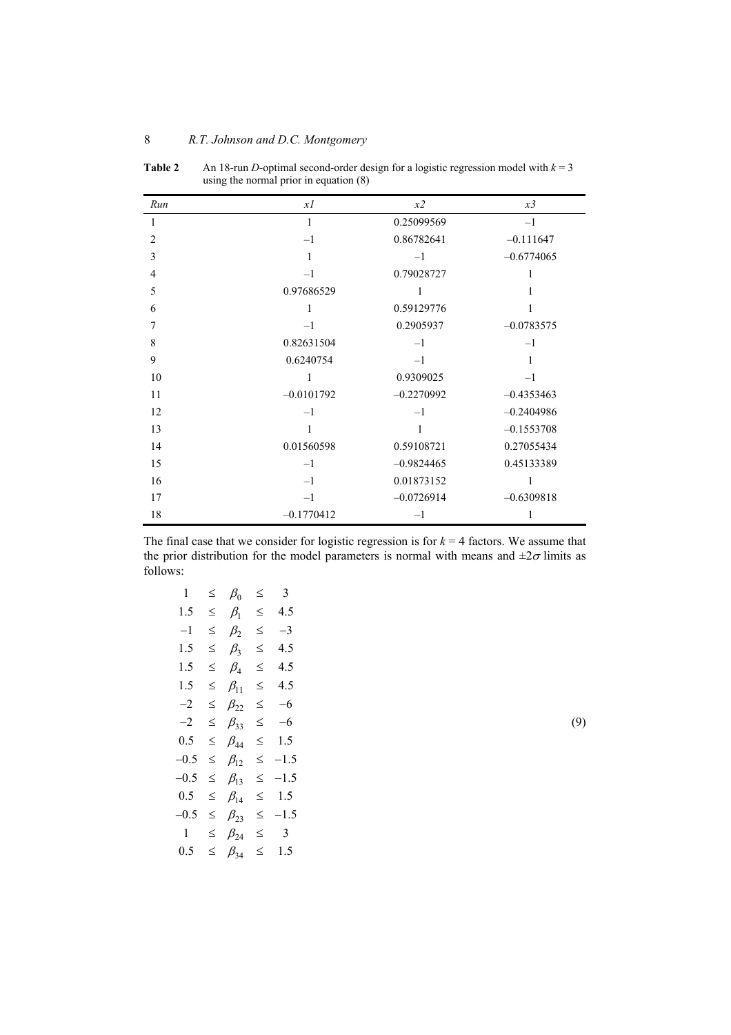**Table 2** An 18-run *D*-optimal second-order design for a logistic regression model with $k = 3$ using the normal prior in equation (8)

| *Run* | *x1* | *x2* | *x3* |
|---|---|---|---|
| 1 | 1 | 0.25099569 | –1 |
| 2 | –1 | 0.86782641 | –0.111647 |
| 3 | 1 | –1 | –0.6774065 |
| 4 | –1 | 0.79028727 | 1 |
| 5 | 0.97686529 | 1 | 1 |
| 6 | 1 | 0.59129776 | 1 |
| 7 | –1 | 0.2905937 | –0.0783575 |
| 8 | 0.82631504 | –1 | –1 |
| 9 | 0.6240754 | –1 | 1 |
| 10 | 1 | 0.9309025 | –1 |
| 11 | –0.0101792 | –0.2270992 | –0.4353463 |
| 12 | –1 | –1 | –0.2404986 |
| 13 | 1 | 1 | –0.1553708 |
| 14 | 0.01560598 | 0.59108721 | 0.27055434 |
| 15 | –1 | –0.9824465 | 0.45133389 |
| 16 | –1 | 0.01873152 | 1 |
| 17 | –1 | –0.0726914 | –0.6309818 |
| 18 | –0.1770412 | –1 | 1 |

The final case that we consider for logistic regression is for $k = 4$ factors. We assume that the prior distribution for the model parameters is normal with means and $\pm 2\sigma$ limits as follows:

$$
\begin{array}{rcccl}
1 & \leq & \beta_0 & \leq & 3 \\
1.5 & \leq & \beta_1 & \leq & 4.5 \\
-1 & \leq & \beta_2 & \leq & -3 \\
1.5 & \leq & \beta_3 & \leq & 4.5 \\
1.5 & \leq & \beta_4 & \leq & 4.5 \\
1.5 & \leq & \beta_{11} & \leq & 4.5 \\
-2 & \leq & \beta_{22} & \leq & -6 \\
-2 & \leq & \beta_{33} & \leq & -6 \\
0.5 & \leq & \beta_{44} & \leq & 1.5 \\
-0.5 & \leq & \beta_{12} & \leq & -1.5 \\
-0.5 & \leq & \beta_{13} & \leq & -1.5 \\
0.5 & \leq & \beta_{14} & \leq & 1.5 \\
-0.5 & \leq & \beta_{23} & \leq & -1.5 \\
1 & \leq & \beta_{24} & \leq & 3 \\
0.5 & \leq & \beta_{34} & \leq & 1.5
\end{array}
\qquad (9)
$$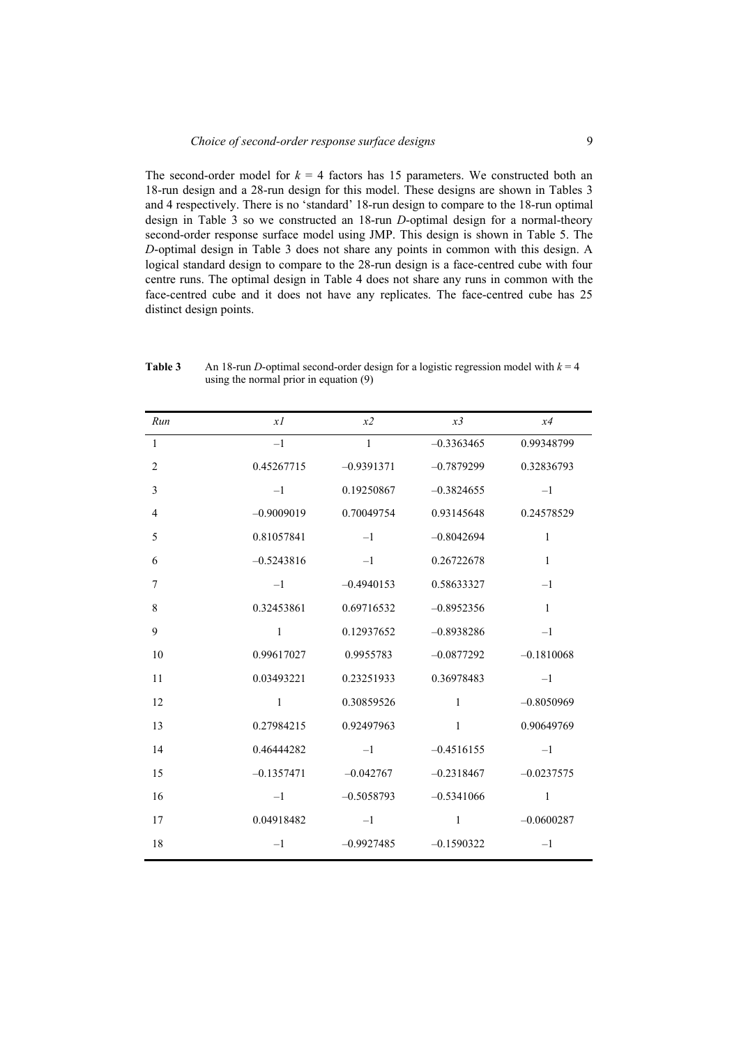The second-order model for $k = 4$ factors has 15 parameters. We constructed both an 18-run design and a 28-run design for this model. These designs are shown in Tables 3 and 4 respectively. There is no 'standard' 18-run design to compare to the 18-run optimal design in Table 3 so we constructed an 18-run *D*-optimal design for a normal-theory second-order response surface model using JMP. This design is shown in Table 5. The *D*-optimal design in Table 3 does not share any points in common with this design. A logical standard design to compare to the 28-run design is a face-centred cube with four centre runs. The optimal design in Table 4 does not share any runs in common with the face-centred cube and it does not have any replicates. The face-centred cube has 25 distinct design points.

**Table 3** An 18-run *D*-optimal second-order design for a logistic regression model with $k = 4$ using the normal prior in equation (9)

| *Run* | *x1* | *x2* | *x3* | *x4* |
|---|---|---|---|---|
| 1 | –1 | 1 | –0.3363465 | 0.99348799 |
| 2 | 0.45267715 | –0.9391371 | –0.7879299 | 0.32836793 |
| 3 | –1 | 0.19250867 | –0.3824655 | –1 |
| 4 | –0.9009019 | 0.70049754 | 0.93145648 | 0.24578529 |
| 5 | 0.81057841 | –1 | –0.8042694 | 1 |
| 6 | –0.5243816 | –1 | 0.26722678 | 1 |
| 7 | –1 | –0.4940153 | 0.58633327 | –1 |
| 8 | 0.32453861 | 0.69716532 | –0.8952356 | 1 |
| 9 | 1 | 0.12937652 | –0.8938286 | –1 |
| 10 | 0.99617027 | 0.9955783 | –0.0877292 | –0.1810068 |
| 11 | 0.03493221 | 0.23251933 | 0.36978483 | –1 |
| 12 | 1 | 0.30859526 | 1 | –0.8050969 |
| 13 | 0.27984215 | 0.92497963 | 1 | 0.90649769 |
| 14 | 0.46444282 | –1 | –0.4516155 | –1 |
| 15 | –0.1357471 | –0.042767 | –0.2318467 | –0.0237575 |
| 16 | –1 | –0.5058793 | –0.5341066 | 1 |
| 17 | 0.04918482 | –1 | 1 | –0.0600287 |
| 18 | –1 | –0.9927485 | –0.1590322 | –1 |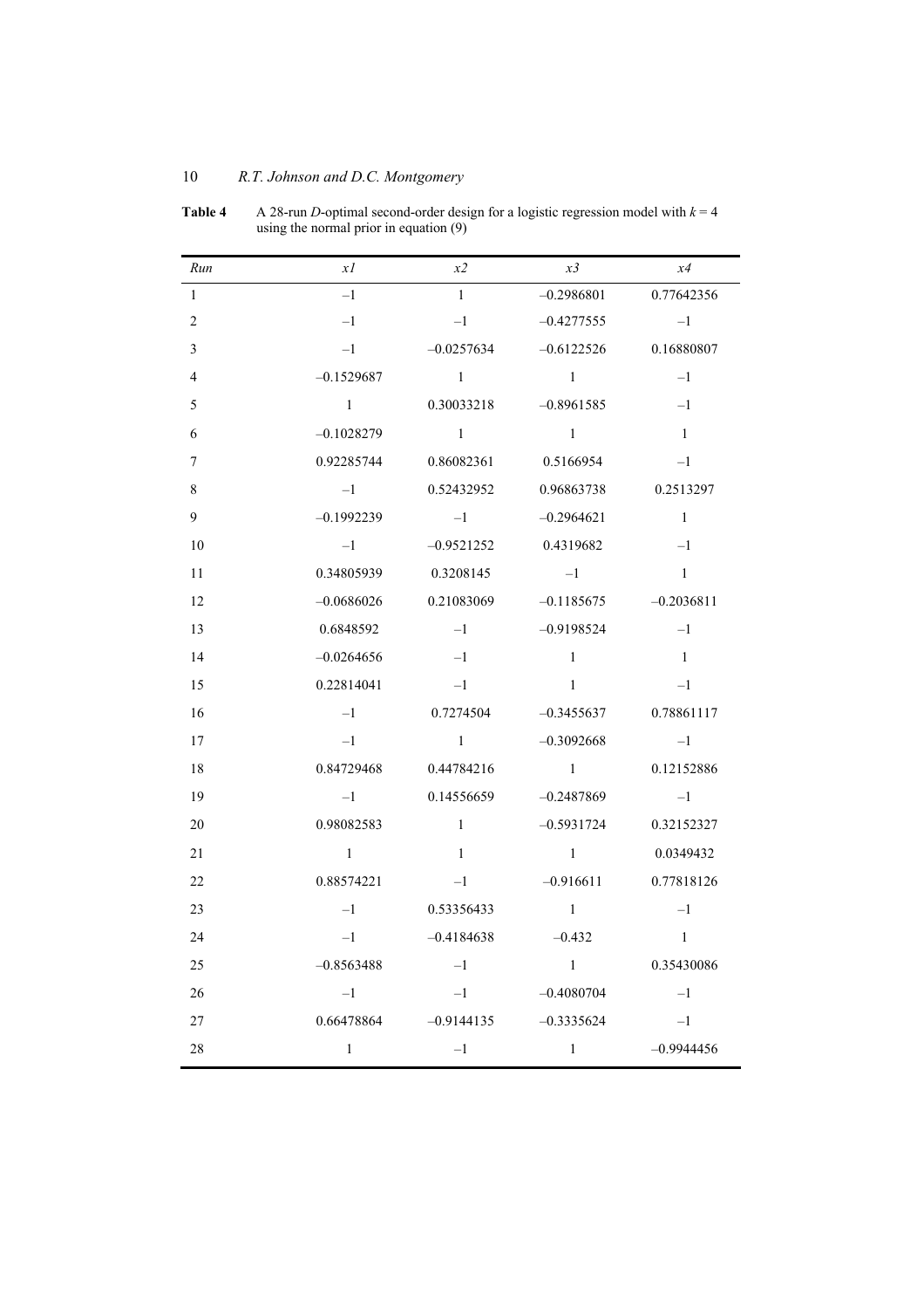**Table 4** A 28-run *D*-optimal second-order design for a logistic regression model with $k = 4$ using the normal prior in equation (9)

| *Run* | *x1* | *x2* | *x3* | *x4* |
|---|---|---|---|---|
| 1 | –1 | 1 | –0.2986801 | 0.77642356 |
| 2 | –1 | –1 | –0.4277555 | –1 |
| 3 | –1 | –0.0257634 | –0.6122526 | 0.16880807 |
| 4 | –0.1529687 | 1 | 1 | –1 |
| 5 | 1 | 0.30033218 | –0.8961585 | –1 |
| 6 | –0.1028279 | 1 | 1 | 1 |
| 7 | 0.92285744 | 0.86082361 | 0.5166954 | –1 |
| 8 | –1 | 0.52432952 | 0.96863738 | 0.2513297 |
| 9 | –0.1992239 | –1 | –0.2964621 | 1 |
| 10 | –1 | –0.9521252 | 0.4319682 | –1 |
| 11 | 0.34805939 | 0.3208145 | –1 | 1 |
| 12 | –0.0686026 | 0.21083069 | –0.1185675 | –0.2036811 |
| 13 | 0.6848592 | –1 | –0.9198524 | –1 |
| 14 | –0.0264656 | –1 | 1 | 1 |
| 15 | 0.22814041 | –1 | 1 | –1 |
| 16 | –1 | 0.7274504 | –0.3455637 | 0.78861117 |
| 17 | –1 | 1 | –0.3092668 | –1 |
| 18 | 0.84729468 | 0.44784216 | 1 | 0.12152886 |
| 19 | –1 | 0.14556659 | –0.2487869 | –1 |
| 20 | 0.98082583 | 1 | –0.5931724 | 0.32152327 |
| 21 | 1 | 1 | 1 | 0.0349432 |
| 22 | 0.88574221 | –1 | –0.916611 | 0.77818126 |
| 23 | –1 | 0.53356433 | 1 | –1 |
| 24 | –1 | –0.4184638 | –0.432 | 1 |
| 25 | –0.8563488 | –1 | 1 | 0.35430086 |
| 26 | –1 | –1 | –0.4080704 | –1 |
| 27 | 0.66478864 | –0.9144135 | –0.3335624 | –1 |
| 28 | 1 | –1 | 1 | –0.9944456 |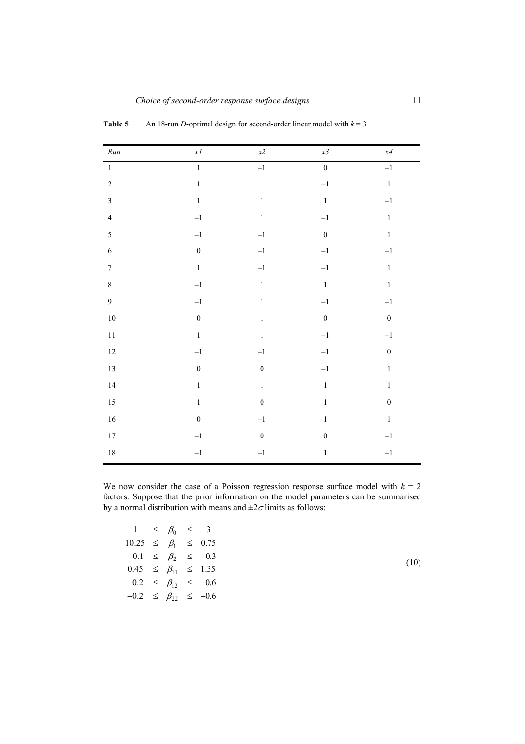**Table 5** An 18-run *D*-optimal design for second-order linear model with $k = 3$

| *Run* | *x1* | *x2* | *x3* | *x4* |
|---|---|---|---|---|
| 1 | 1 | –1 | 0 | –1 |
| 2 | 1 | 1 | –1 | 1 |
| 3 | 1 | 1 | 1 | –1 |
| 4 | –1 | 1 | –1 | 1 |
| 5 | –1 | –1 | 0 | 1 |
| 6 | 0 | –1 | –1 | –1 |
| 7 | 1 | –1 | –1 | 1 |
| 8 | –1 | 1 | 1 | 1 |
| 9 | –1 | 1 | –1 | –1 |
| 10 | 0 | 1 | 0 | 0 |
| 11 | 1 | 1 | –1 | –1 |
| 12 | –1 | –1 | –1 | 0 |
| 13 | 0 | 0 | –1 | 1 |
| 14 | 1 | 1 | 1 | 1 |
| 15 | 1 | 0 | 1 | 0 |
| 16 | 0 | –1 | 1 | 1 |
| 17 | –1 | 0 | 0 | –1 |
| 18 | –1 | –1 | 1 | –1 |

We now consider the case of a Poisson regression response surface model with $k = 2$ factors. Suppose that the prior information on the model parameters can be summarised by a normal distribution with means and $\pm 2\sigma$ limits as follows:

$$
\begin{array}{rcccl}
1 & \leq & \beta_0 & \leq & 3 \\
10.25 & \leq & \beta_1 & \leq & 0.75 \\
-0.1 & \leq & \beta_2 & \leq & -0.3 \\
0.45 & \leq & \beta_{11} & \leq & 1.35 \\
-0.2 & \leq & \beta_{12} & \leq & -0.6 \\
-0.2 & \leq & \beta_{22} & \leq & -0.6
\end{array}
\tag{10}
$$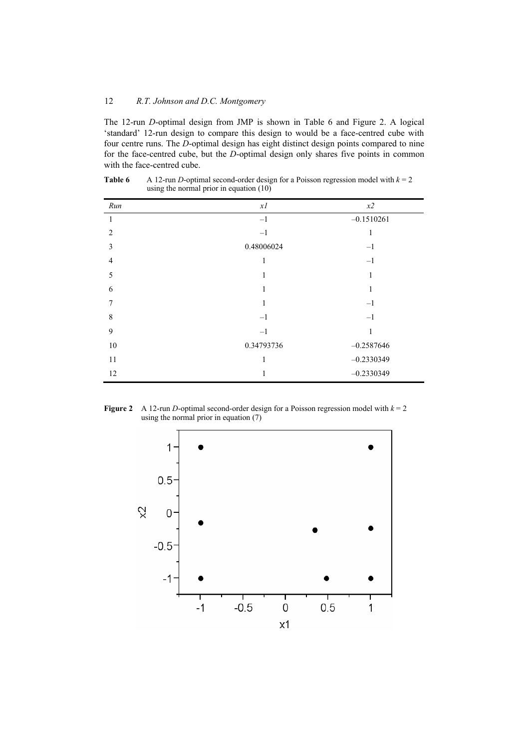The 12-run *D*-optimal design from JMP is shown in Table 6 and Figure 2. A logical 'standard' 12-run design to compare this design to would be a face-centred cube with four centre runs. The *D*-optimal design has eight distinct design points compared to nine for the face-centred cube, but the *D*-optimal design only shares five points in common with the face-centred cube.

**Table 6** A 12-run *D*-optimal second-order design for a Poisson regression model with $k = 2$ using the normal prior in equation (10)

| *Run* | *x1* | *x2* |
|---|---|---|
| 1 | –1 | –0.1510261 |
| 2 | –1 | 1 |
| 3 | 0.48006024 | –1 |
| 4 | 1 | –1 |
| 5 | 1 | 1 |
| 6 | 1 | 1 |
| 7 | 1 | –1 |
| 8 | –1 | –1 |
| 9 | –1 | 1 |
| 10 | 0.34793736 | –0.2587646 |
| 11 | 1 | –0.2330349 |
| 12 | 1 | –0.2330349 |

**Figure 2** A 12-run *D*-optimal second-order design for a Poisson regression model with $k = 2$ using the normal prior in equation (7)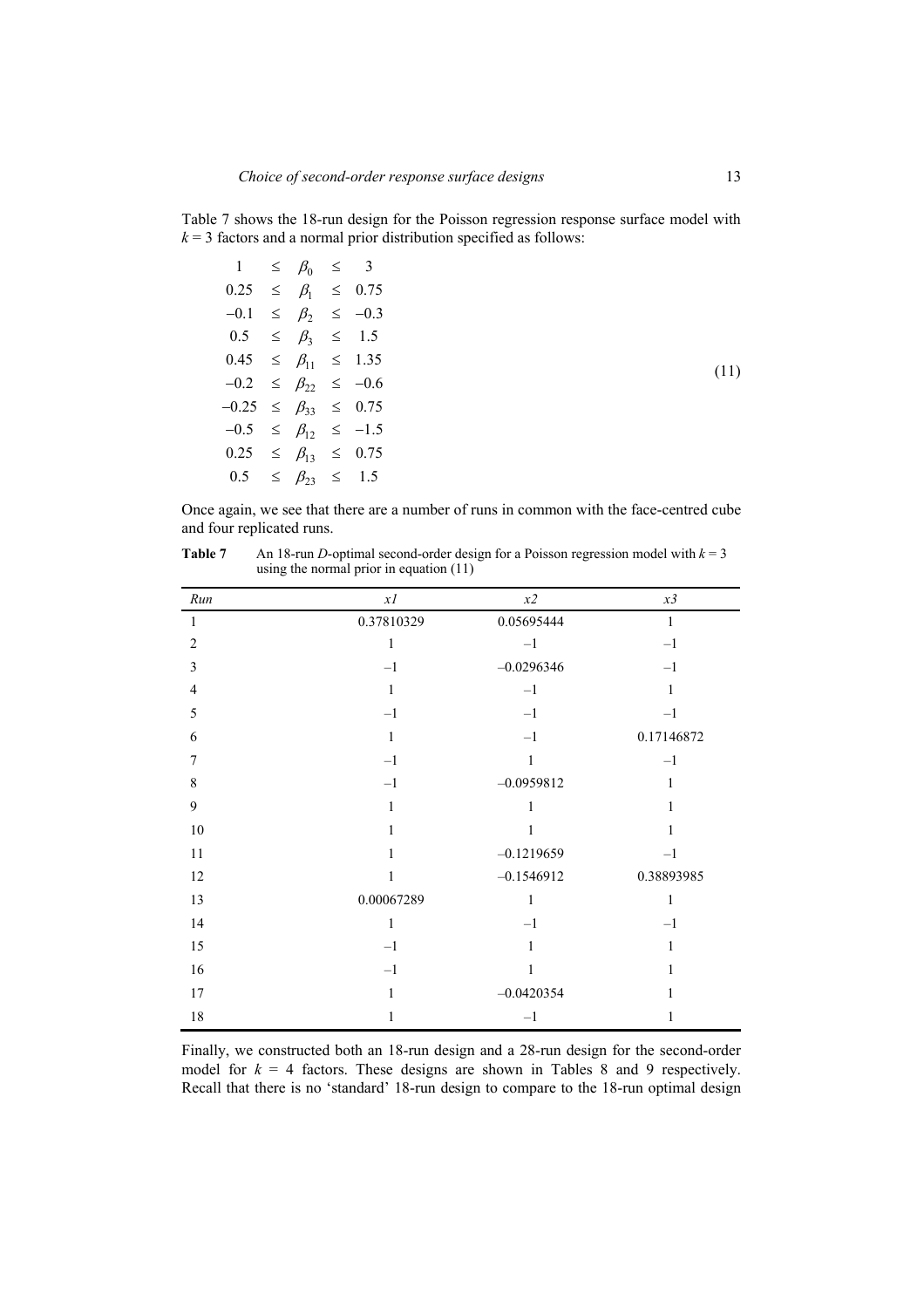Table 7 shows the 18-run design for the Poisson regression response surface model with $k = 3$ factors and a normal prior distribution specified as follows:

$$
\begin{array}{rcccl}
1 & \leq & \beta_0 & \leq & 3 \\
0.25 & \leq & \beta_1 & \leq & 0.75 \\
-0.1 & \leq & \beta_2 & \leq & -0.3 \\
0.5 & \leq & \beta_3 & \leq & 1.5 \\
0.45 & \leq & \beta_{11} & \leq & 1.35 \\
-0.2 & \leq & \beta_{22} & \leq & -0.6 \\
-0.25 & \leq & \beta_{33} & \leq & 0.75 \\
-0.5 & \leq & \beta_{12} & \leq & -1.5 \\
0.25 & \leq & \beta_{13} & \leq & 0.75 \\
0.5 & \leq & \beta_{23} & \leq & 1.5
\end{array}
\tag{11}
$$

Once again, we see that there are a number of runs in common with the face-centred cube and four replicated runs.

**Table 7** An 18-run *D*-optimal second-order design for a Poisson regression model with $k = 3$ using the normal prior in equation (11)

| *Run* | *x1* | *x2* | *x3* |
|---|---|---|---|
| 1 | 0.37810329 | 0.05695444 | 1 |
| 2 | 1 | –1 | –1 |
| 3 | –1 | –0.0296346 | –1 |
| 4 | 1 | –1 | 1 |
| 5 | –1 | –1 | –1 |
| 6 | 1 | –1 | 0.17146872 |
| 7 | –1 | 1 | –1 |
| 8 | –1 | –0.0959812 | 1 |
| 9 | 1 | 1 | 1 |
| 10 | 1 | 1 | 1 |
| 11 | 1 | –0.1219659 | –1 |
| 12 | 1 | –0.1546912 | 0.38893985 |
| 13 | 0.00067289 | 1 | 1 |
| 14 | 1 | –1 | –1 |
| 15 | –1 | 1 | 1 |
| 16 | –1 | 1 | 1 |
| 17 | 1 | –0.0420354 | 1 |
| 18 | 1 | –1 | 1 |

Finally, we constructed both an 18-run design and a 28-run design for the second-order model for $k = 4$ factors. These designs are shown in Tables 8 and 9 respectively. Recall that there is no 'standard' 18-run design to compare to the 18-run optimal design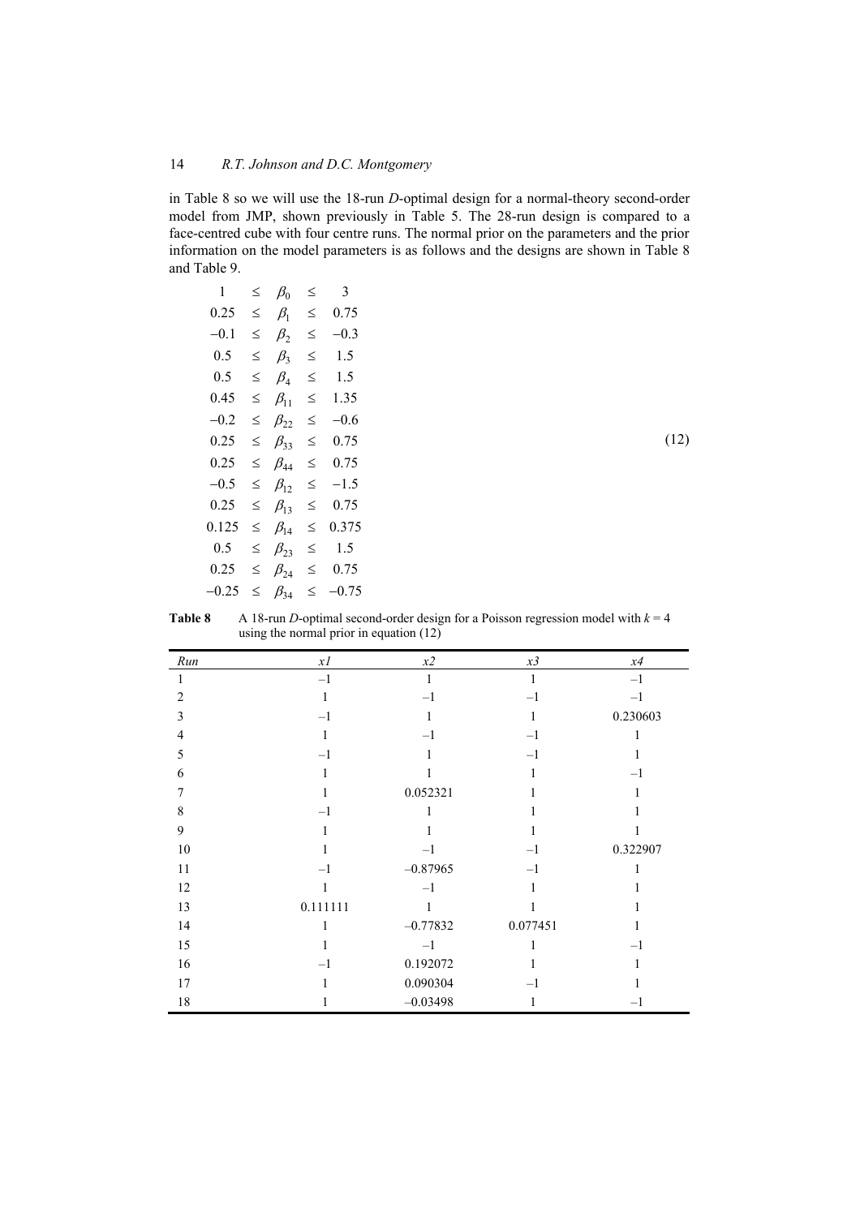in Table 8 so we will use the 18-run *D*-optimal design for a normal-theory second-order model from JMP, shown previously in Table 5. The 28-run design is compared to a face-centred cube with four centre runs. The normal prior on the parameters and the prior information on the model parameters is as follows and the designs are shown in Table 8 and Table 9.

$$
\begin{array}{rcccl}
1 & \leq & \beta_0 & \leq & 3 \\
0.25 & \leq & \beta_1 & \leq & 0.75 \\
-0.1 & \leq & \beta_2 & \leq & -0.3 \\
0.5 & \leq & \beta_3 & \leq & 1.5 \\
0.5 & \leq & \beta_4 & \leq & 1.5 \\
0.45 & \leq & \beta_{11} & \leq & 1.35 \\
-0.2 & \leq & \beta_{22} & \leq & -0.6 \\
0.25 & \leq & \beta_{33} & \leq & 0.75 \\
0.25 & \leq & \beta_{44} & \leq & 0.75 \\
-0.5 & \leq & \beta_{12} & \leq & -1.5 \\
0.25 & \leq & \beta_{13} & \leq & 0.75 \\
0.125 & \leq & \beta_{14} & \leq & 0.375 \\
0.5 & \leq & \beta_{23} & \leq & 1.5 \\
0.25 & \leq & \beta_{24} & \leq & 0.75 \\
-0.25 & \leq & \beta_{34} & \leq & -0.75
\end{array} \tag{12}
$$

**Table 8** A 18-run *D*-optimal second-order design for a Poisson regression model with $k = 4$ using the normal prior in equation (12)

| *Run* | *x1* | *x2* | *x3* | *x4* |
|---|---|---|---|---|
| 1 | –1 | 1 | 1 | –1 |
| 2 | 1 | –1 | –1 | –1 |
| 3 | –1 | 1 | 1 | 0.230603 |
| 4 | 1 | –1 | –1 | 1 |
| 5 | –1 | 1 | –1 | 1 |
| 6 | 1 | 1 | 1 | –1 |
| 7 | 1 | 0.052321 | 1 | 1 |
| 8 | –1 | 1 | 1 | 1 |
| 9 | 1 | 1 | 1 | 1 |
| 10 | 1 | –1 | –1 | 0.322907 |
| 11 | –1 | –0.87965 | –1 | 1 |
| 12 | 1 | –1 | 1 | 1 |
| 13 | 0.111111 | 1 | 1 | 1 |
| 14 | 1 | –0.77832 | 0.077451 | 1 |
| 15 | 1 | –1 | 1 | –1 |
| 16 | –1 | 0.192072 | 1 | 1 |
| 17 | 1 | 0.090304 | –1 | 1 |
| 18 | 1 | –0.03498 | 1 | –1 |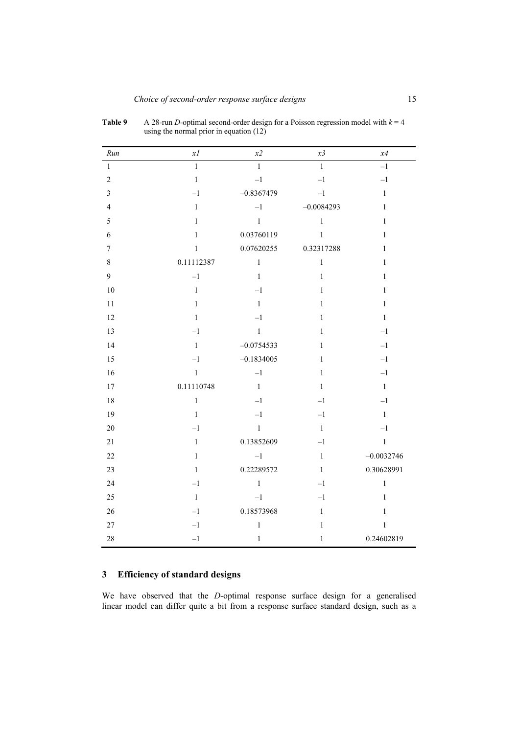**Table 9** A 28-run *D*-optimal second-order design for a Poisson regression model with $k = 4$ using the normal prior in equation (12)

| *Run* | *x1* | *x2* | *x3* | *x4* |
|---|---|---|---|---|
| 1 | 1 | 1 | 1 | –1 |
| 2 | 1 | –1 | –1 | –1 |
| 3 | –1 | –0.8367479 | –1 | 1 |
| 4 | 1 | –1 | –0.0084293 | 1 |
| 5 | 1 | 1 | 1 | 1 |
| 6 | 1 | 0.03760119 | 1 | 1 |
| 7 | 1 | 0.07620255 | 0.32317288 | 1 |
| 8 | 0.11112387 | 1 | 1 | 1 |
| 9 | –1 | 1 | 1 | 1 |
| 10 | 1 | –1 | 1 | 1 |
| 11 | 1 | 1 | 1 | 1 |
| 12 | 1 | –1 | 1 | 1 |
| 13 | –1 | 1 | 1 | –1 |
| 14 | 1 | –0.0754533 | 1 | –1 |
| 15 | –1 | –0.1834005 | 1 | –1 |
| 16 | 1 | –1 | 1 | –1 |
| 17 | 0.11110748 | 1 | 1 | 1 |
| 18 | 1 | –1 | –1 | –1 |
| 19 | 1 | –1 | –1 | 1 |
| 20 | –1 | 1 | 1 | –1 |
| 21 | 1 | 0.13852609 | –1 | 1 |
| 22 | 1 | –1 | 1 | –0.0032746 |
| 23 | 1 | 0.22289572 | 1 | 0.30628991 |
| 24 | –1 | 1 | –1 | 1 |
| 25 | 1 | –1 | –1 | 1 |
| 26 | –1 | 0.18573968 | 1 | 1 |
| 27 | –1 | 1 | 1 | 1 |
| 28 | –1 | 1 | 1 | 0.24602819 |

## 3 Efficiency of standard designs

We have observed that the *D*-optimal response surface design for a generalised linear model can differ quite a bit from a response surface standard design, such as a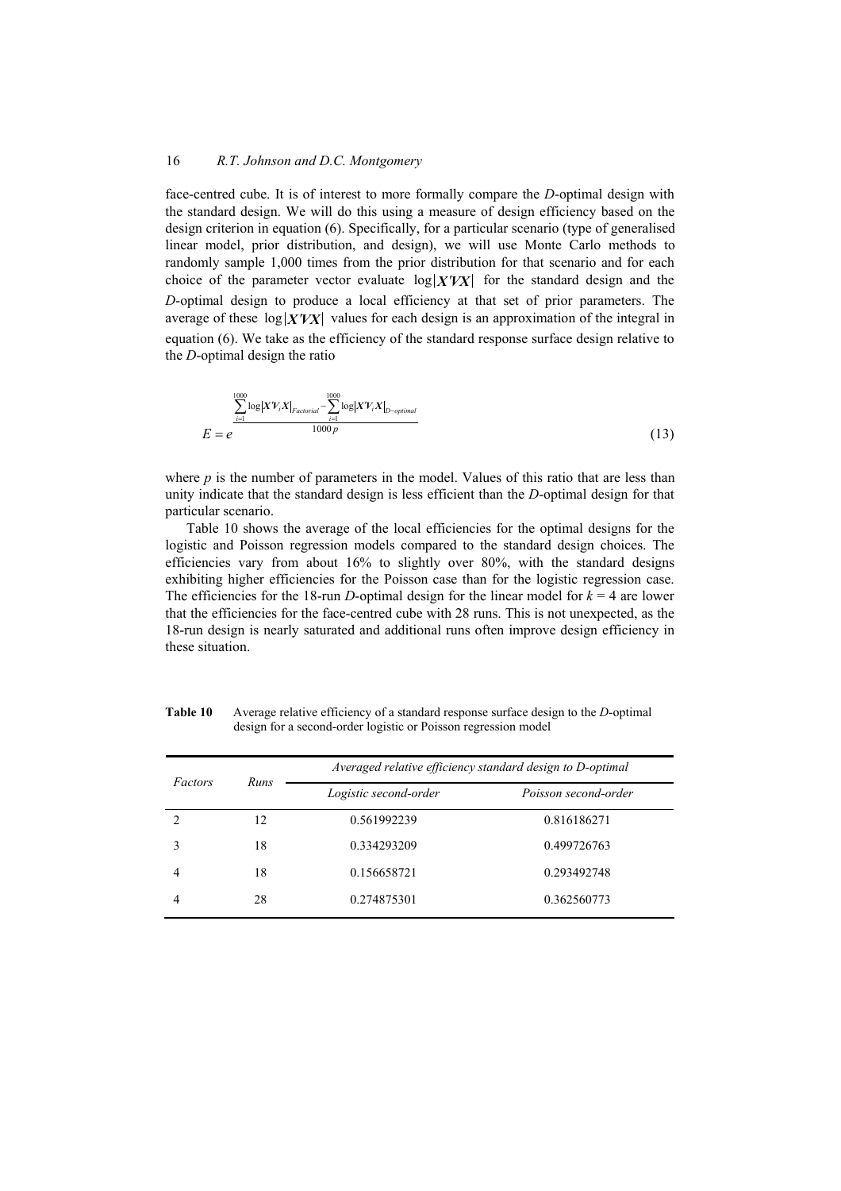face-centred cube. It is of interest to more formally compare the *D*-optimal design with the standard design. We will do this using a measure of design efficiency based on the design criterion in equation (6). Specifically, for a particular scenario (type of generalised linear model, prior distribution, and design), we will use Monte Carlo methods to randomly sample 1,000 times from the prior distribution for that scenario and for each choice of the parameter vector evaluate $\log|\mathbf{X'VX}|$ for the standard design and the *D*-optimal design to produce a local efficiency at that set of prior parameters. The average of these $\log|\mathbf{X'VX}|$ values for each design is an approximation of the integral in equation (6). We take as the efficiency of the standard response surface design relative to the *D*-optimal design the ratio

$$E = e^{\frac{\sum_{i=1}^{1000}\log|\mathbf{X'V}_i\mathbf{X}|_{Factorial} - \sum_{i=1}^{1000}\log|\mathbf{X'V}_i\mathbf{X}|_{D-optimal}}{1000p}} \tag{13}$$

where $p$ is the number of parameters in the model. Values of this ratio that are less than unity indicate that the standard design is less efficient than the *D*-optimal design for that particular scenario.

Table 10 shows the average of the local efficiencies for the optimal designs for the logistic and Poisson regression models compared to the standard design choices. The efficiencies vary from about 16% to slightly over 80%, with the standard designs exhibiting higher efficiencies for the Poisson case than for the logistic regression case. The efficiencies for the 18-run *D*-optimal design for the linear model for $k = 4$ are lower that the efficiencies for the face-centred cube with 28 runs. This is not unexpected, as the 18-run design is nearly saturated and additional runs often improve design efficiency in these situation.

**Table 10** Average relative efficiency of a standard response surface design to the *D*-optimal design for a second-order logistic or Poisson regression model

| *Factors* | *Runs* | *Averaged relative efficiency standard design to D-optimal* | |
|---|---|---|---|
| | | *Logistic second-order* | *Poisson second-order* |
| 2 | 12 | 0.561992239 | 0.816186271 |
| 3 | 18 | 0.334293209 | 0.499726763 |
| 4 | 18 | 0.156658721 | 0.293492748 |
| 4 | 28 | 0.274875301 | 0.362560773 |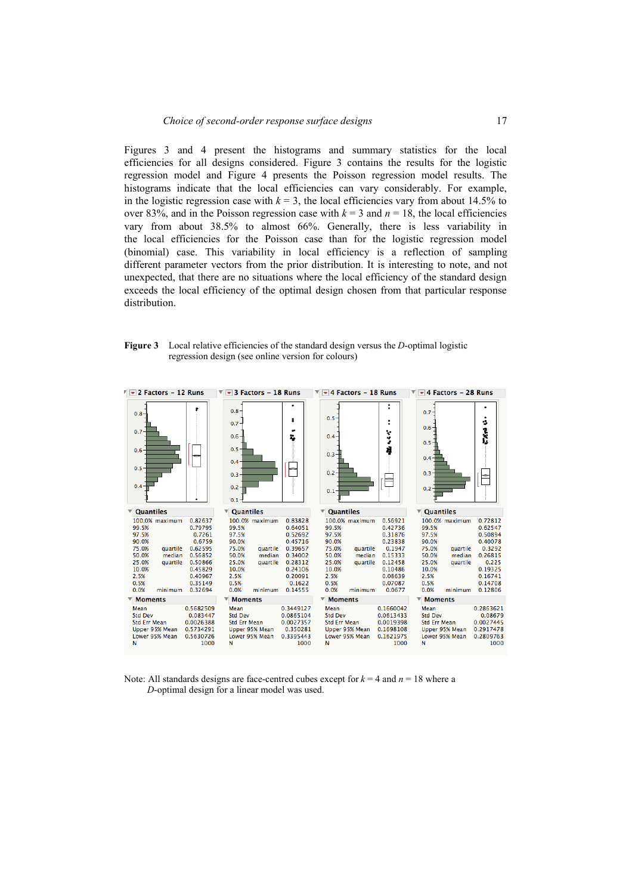Figures 3 and 4 present the histograms and summary statistics for the local efficiencies for all designs considered. Figure 3 contains the results for the logistic regression model and Figure 4 presents the Poisson regression model results. The histograms indicate that the local efficiencies can vary considerably. For example, in the logistic regression case with $k = 3$, the local efficiencies vary from about 14.5% to over 83%, and in the Poisson regression case with $k = 3$ and $n = 18$, the local efficiencies vary from about 38.5% to almost 66%. Generally, there is less variability in the local efficiencies for the Poisson case than for the logistic regression model (binomial) case. This variability in local efficiency is a reflection of sampling different parameter vectors from the prior distribution. It is interesting to note, and not unexpected, that there are no situations where the local efficiency of the standard design exceeds the local efficiency of the optimal design chosen from that particular response distribution.

**Figure 3** Local relative efficiencies of the standard design versus the *D*-optimal logistic regression design (see online version for colours)

**Quantiles**

| Quantile | | 2 Factors – 12 Runs | 3 Factors – 18 Runs | 4 Factors – 18 Runs | 4 Factors – 28 Runs |
|---|---|---|---|---|---|
| 100.0% | maximum | 0.82637 | 0.83828 | 0.56921 | 0.72812 |
| 99.5% | | 0.79795 | 0.64051 | 0.42736 | 0.62547 |
| 97.5% | | 0.7261 | 0.52692 | 0.31876 | 0.50894 |
| 90.0% | | 0.6759 | 0.45716 | 0.23838 | 0.40078 |
| 75.0% | quartile | 0.62595 | 0.39657 | 0.1947 | 0.3292 |
| 50.0% | median | 0.56852 | 0.34002 | 0.15333 | 0.26815 |
| 25.0% | quartile | 0.50866 | 0.28312 | 0.12458 | 0.225 |
| 10.0% | | 0.45829 | 0.24106 | 0.10486 | 0.19325 |
| 2.5% | | 0.40967 | 0.20091 | 0.08639 | 0.16741 |
| 0.5% | | 0.35149 | 0.1622 | 0.07087 | 0.14708 |
| 0.0% | minimum | 0.32694 | 0.14555 | 0.0677 | 0.12806 |

**Moments**

| Moment | 2 Factors – 12 Runs | 3 Factors – 18 Runs | 4 Factors – 18 Runs | 4 Factors – 28 Runs |
|---|---|---|---|---|
| Mean | 0.5682509 | 0.3449127 | 0.1660042 | 0.2863621 |
| Std Dev | 0.083447 | 0.0865104 | 0.0613433 | 0.08679 |
| Std Err Mean | 0.0026388 | 0.0027357 | 0.0019398 | 0.0027445 |
| Upper 95% Mean | 0.5734291 | 0.350281 | 0.1698108 | 0.2917478 |
| Lower 95% Mean | 0.5630726 | 0.3395443 | 0.1621975 | 0.2809763 |
| N | 1000 | 1000 | 1000 | 1000 |

Note: All standards designs are face-centred cubes except for $k = 4$ and $n = 18$ where a *D*-optimal design for a linear model was used.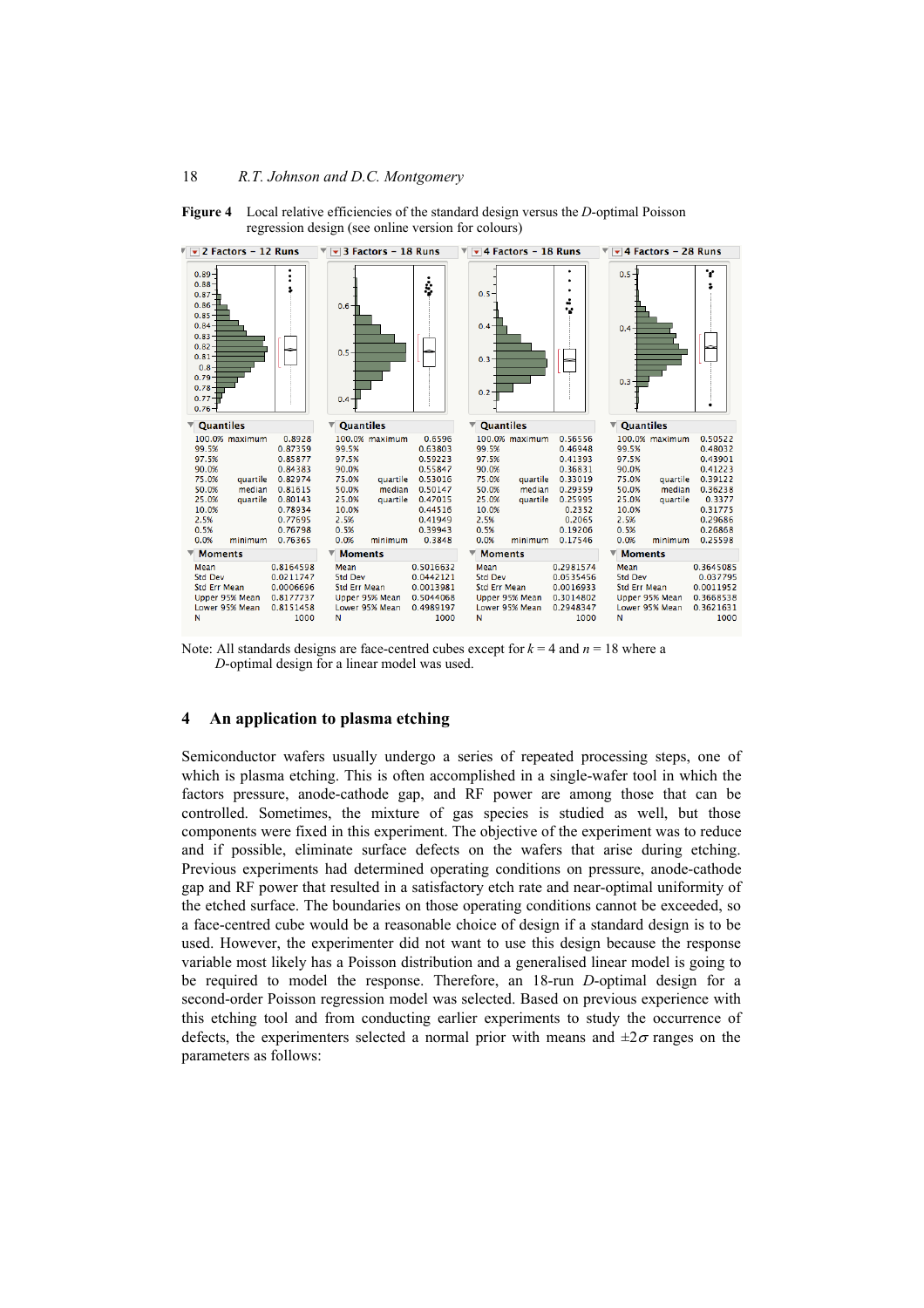**Figure 4** Local relative efficiencies of the standard design versus the *D*-optimal Poisson regression design (see online version for colours)

**2 Factors – 12 Runs**

| Quantiles | | |
|---|---|---|
| 100.0% | maximum | 0.8928 |
| 99.5% | | 0.87359 |
| 97.5% | | 0.85877 |
| 90.0% | | 0.84383 |
| 75.0% | quartile | 0.82974 |
| 50.0% | median | 0.81615 |
| 25.0% | quartile | 0.80143 |
| 10.0% | | 0.78934 |
| 2.5% | | 0.77695 |
| 0.5% | | 0.76798 |
| 0.0% | minimum | 0.76365 |

| Moments | |
|---|---|
| Mean | 0.8164598 |
| Std Dev | 0.0211747 |
| Std Err Mean | 0.0006696 |
| Upper 95% Mean | 0.8177737 |
| Lower 95% Mean | 0.8151458 |
| N | 1000 |

**3 Factors – 18 Runs**

| Quantiles | | |
|---|---|---|
| 100.0% | maximum | 0.6596 |
| 99.5% | | 0.63803 |
| 97.5% | | 0.59223 |
| 90.0% | | 0.55847 |
| 75.0% | quartile | 0.53016 |
| 50.0% | median | 0.50147 |
| 25.0% | quartile | 0.47015 |
| 10.0% | | 0.44516 |
| 2.5% | | 0.41949 |
| 0.5% | | 0.39943 |
| 0.0% | minimum | 0.3848 |

| Moments | |
|---|---|
| Mean | 0.5016632 |
| Std Dev | 0.0442121 |
| Std Err Mean | 0.0013981 |
| Upper 95% Mean | 0.5044068 |
| Lower 95% Mean | 0.4989197 |
| N | 1000 |

**4 Factors – 18 Runs**

| Quantiles | | |
|---|---|---|
| 100.0% | maximum | 0.56556 |
| 99.5% | | 0.46948 |
| 97.5% | | 0.41393 |
| 90.0% | | 0.36831 |
| 75.0% | quartile | 0.33019 |
| 50.0% | median | 0.29359 |
| 25.0% | quartile | 0.25995 |
| 10.0% | | 0.2352 |
| 2.5% | | 0.2065 |
| 0.5% | | 0.19206 |
| 0.0% | minimum | 0.17546 |

| Moments | |
|---|---|
| Mean | 0.2981574 |
| Std Dev | 0.0535456 |
| Std Err Mean | 0.0016933 |
| Upper 95% Mean | 0.3014802 |
| Lower 95% Mean | 0.2948347 |
| N | 1000 |

**4 Factors – 28 Runs**

| Quantiles | | |
|---|---|---|
| 100.0% | maximum | 0.50522 |
| 99.5% | | 0.48032 |
| 97.5% | | 0.43901 |
| 90.0% | | 0.41223 |
| 75.0% | quartile | 0.39122 |
| 50.0% | median | 0.36238 |
| 25.0% | quartile | 0.3377 |
| 10.0% | | 0.31775 |
| 2.5% | | 0.29686 |
| 0.5% | | 0.26868 |
| 0.0% | minimum | 0.25598 |

| Moments | |
|---|---|
| Mean | 0.3645085 |
| Std Dev | 0.037795 |
| Std Err Mean | 0.0011952 |
| Upper 95% Mean | 0.3668538 |
| Lower 95% Mean | 0.3621631 |
| N | 1000 |

Note: All standards designs are face-centred cubes except for $k = 4$ and $n = 18$ where a *D*-optimal design for a linear model was used.

## 4 An application to plasma etching

Semiconductor wafers usually undergo a series of repeated processing steps, one of which is plasma etching. This is often accomplished in a single-wafer tool in which the factors pressure, anode-cathode gap, and RF power are among those that can be controlled. Sometimes, the mixture of gas species is studied as well, but those components were fixed in this experiment. The objective of the experiment was to reduce and if possible, eliminate surface defects on the wafers that arise during etching. Previous experiments had determined operating conditions on pressure, anode-cathode gap and RF power that resulted in a satisfactory etch rate and near-optimal uniformity of the etched surface. The boundaries on those operating conditions cannot be exceeded, so a face-centred cube would be a reasonable choice of design if a standard design is to be used. However, the experimenter did not want to use this design because the response variable most likely has a Poisson distribution and a generalised linear model is going to be required to model the response. Therefore, an 18-run *D*-optimal design for a second-order Poisson regression model was selected. Based on previous experience with this etching tool and from conducting earlier experiments to study the occurrence of defects, the experimenters selected a normal prior with means and $\pm 2\sigma$ ranges on the parameters as follows: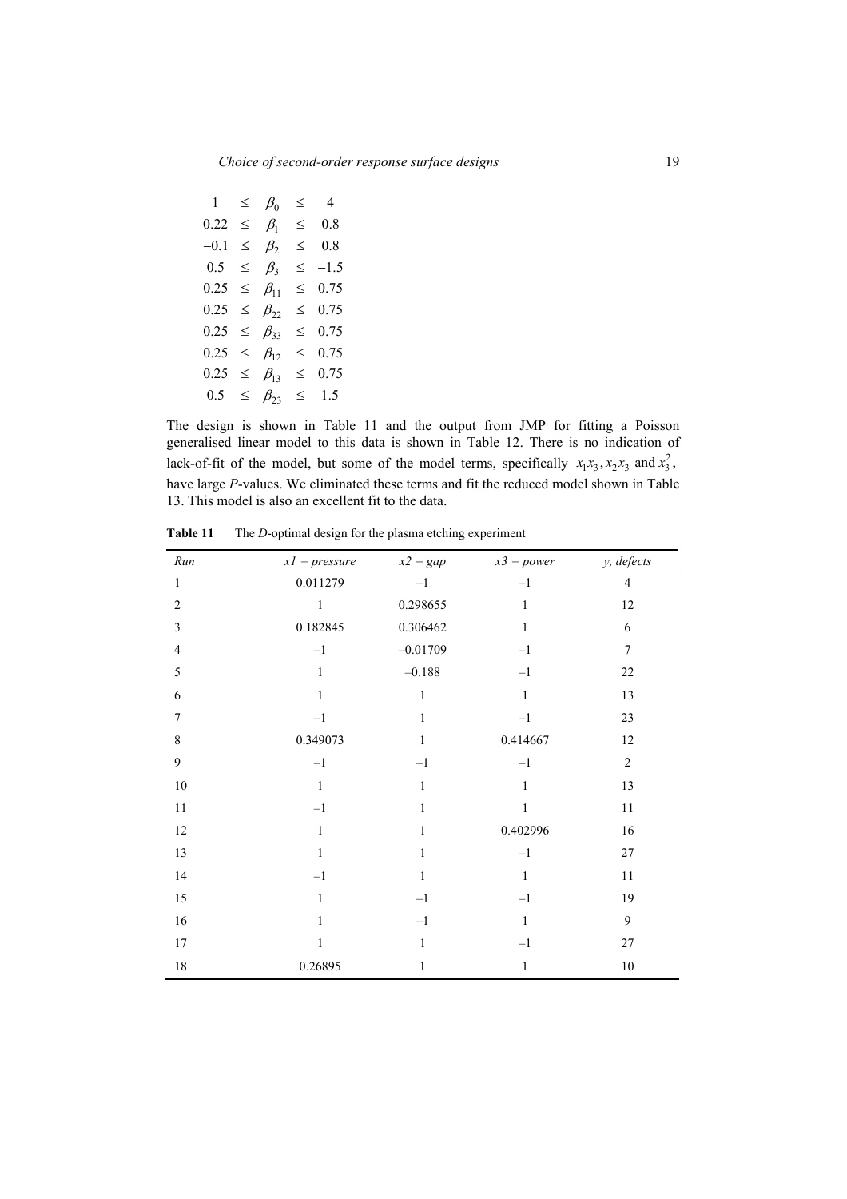$$
\begin{array}{rcccl}
1 & \leq & \beta_0 & \leq & 4 \\
0.22 & \leq & \beta_1 & \leq & 0.8 \\
-0.1 & \leq & \beta_2 & \leq & 0.8 \\
0.5 & \leq & \beta_3 & \leq & -1.5 \\
0.25 & \leq & \beta_{11} & \leq & 0.75 \\
0.25 & \leq & \beta_{22} & \leq & 0.75 \\
0.25 & \leq & \beta_{33} & \leq & 0.75 \\
0.25 & \leq & \beta_{12} & \leq & 0.75 \\
0.25 & \leq & \beta_{13} & \leq & 0.75 \\
0.5 & \leq & \beta_{23} & \leq & 1.5
\end{array}
$$

The design is shown in Table 11 and the output from JMP for fitting a Poisson generalised linear model to this data is shown in Table 12. There is no indication of lack-of-fit of the model, but some of the model terms, specifically $x_1x_3, x_2x_3$ and $x_3^2$, have large *P*-values. We eliminated these terms and fit the reduced model shown in Table 13. This model is also an excellent fit to the data.

**Table 11** The *D*-optimal design for the plasma etching experiment

| *Run* | *x1 = pressure* | *x2 = gap* | *x3 = power* | *y, defects* |
|---|---|---|---|---|
| 1 | 0.011279 | –1 | –1 | 4 |
| 2 | 1 | 0.298655 | 1 | 12 |
| 3 | 0.182845 | 0.306462 | 1 | 6 |
| 4 | –1 | –0.01709 | –1 | 7 |
| 5 | 1 | –0.188 | –1 | 22 |
| 6 | 1 | 1 | 1 | 13 |
| 7 | –1 | 1 | –1 | 23 |
| 8 | 0.349073 | 1 | 0.414667 | 12 |
| 9 | –1 | –1 | –1 | 2 |
| 10 | 1 | 1 | 1 | 13 |
| 11 | –1 | 1 | 1 | 11 |
| 12 | 1 | 1 | 0.402996 | 16 |
| 13 | 1 | 1 | –1 | 27 |
| 14 | –1 | 1 | 1 | 11 |
| 15 | 1 | –1 | –1 | 19 |
| 16 | 1 | –1 | 1 | 9 |
| 17 | 1 | 1 | –1 | 27 |
| 18 | 0.26895 | 1 | 1 | 10 |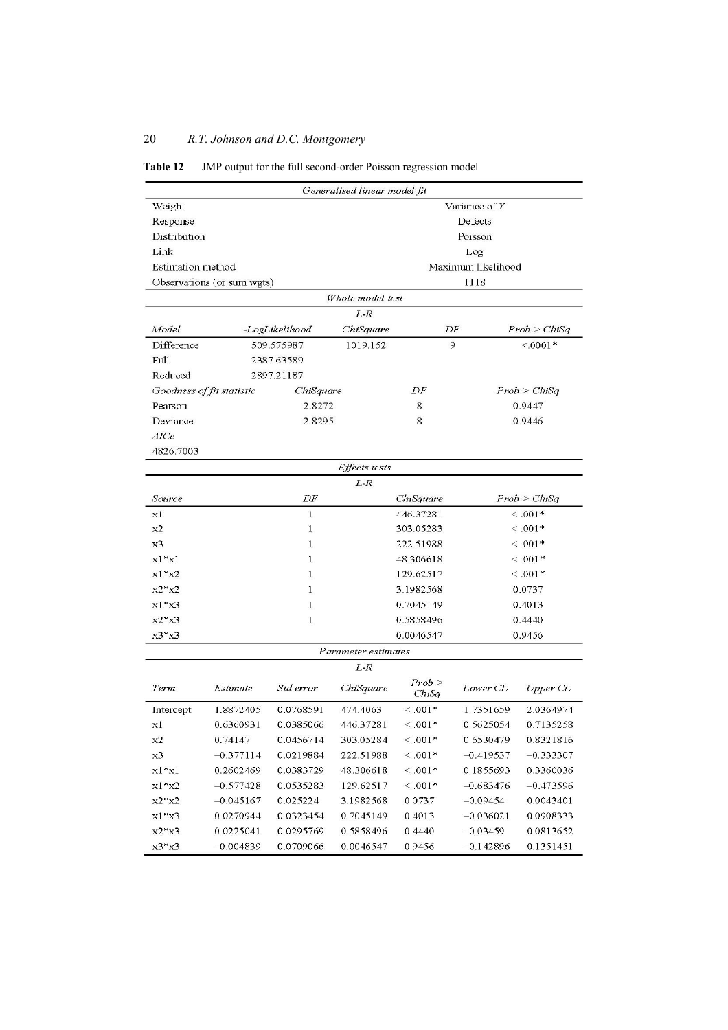**Table 12** JMP output for the full second-order Poisson regression model

| *Generalised linear model fit* | |
|---|---|
| Weight | Variance of *Y* |
| Response | Defects |
| Distribution | Poisson |
| Link | Log |
| Estimation method | Maximum likelihood |
| Observations (or sum wgts) | 1118 |

*Whole model test*

| *Model* | *-LogLikelihood* | *L-R ChiSquare* | *DF* | *Prob > ChiSq* |
|---|---|---|---|---|
| Difference | 509.575987 | 1019.152 | 9 | <.0001* |
| Full | 2387.63589 | | | |
| Reduced | 2897.21187 | | | |

| *Goodness of fit statistic* | *ChiSquare* | *DF* | *Prob > ChiSq* |
|---|---|---|---|
| Pearson | 2.8272 | 8 | 0.9447 |
| Deviance | 2.8295 | 8 | 0.9446 |

*AICc*

4826.7003

*Effects tests*

| *Source* | *DF* | *L-R ChiSquare* | *Prob > ChiSq* |
|---|---|---|---|
| x1 | 1 | 446.37281 | < .001* |
| x2 | 1 | 303.05283 | < .001* |
| x3 | 1 | 222.51988 | < .001* |
| x1*x1 | 1 | 48.306618 | < .001* |
| x1*x2 | 1 | 129.62517 | < .001* |
| x2*x2 | 1 | 3.1982568 | 0.0737 |
| x1*x3 | 1 | 0.7045149 | 0.4013 |
| x2*x3 | 1 | 0.5858496 | 0.4440 |
| x3*x3 | | 0.0046547 | 0.9456 |

*Parameter estimates*

| *Term* | *Estimate* | *Std error* | *L-R ChiSquare* | *Prob > ChiSq* | *Lower CL* | *Upper CL* |
|---|---|---|---|---|---|---|
| Intercept | 1.8872405 | 0.0768591 | 474.4063 | < .001* | 1.7351659 | 2.0364974 |
| x1 | 0.6360931 | 0.0385066 | 446.37281 | < .001* | 0.5625054 | 0.7135258 |
| x2 | 0.74147 | 0.0456714 | 303.05284 | < .001* | 0.6530479 | 0.8321816 |
| x3 | −0.377114 | 0.0219884 | 222.51988 | < .001* | −0.419537 | −0.333307 |
| x1*x1 | 0.2602469 | 0.0383729 | 48.306618 | < .001* | 0.1855693 | 0.3360036 |
| x1*x2 | −0.577428 | 0.0535283 | 129.62517 | < .001* | −0.683476 | −0.473596 |
| x2*x2 | −0.045167 | 0.025224 | 3.1982568 | 0.0737 | −0.09454 | 0.0043401 |
| x1*x3 | 0.0270944 | 0.0323454 | 0.7045149 | 0.4013 | −0.036021 | 0.0908333 |
| x2*x3 | 0.0225041 | 0.0295769 | 0.5858496 | 0.4440 | −0.03459 | 0.0813652 |
| x3*x3 | −0.004839 | 0.0709066 | 0.0046547 | 0.9456 | −0.142896 | 0.1351451 |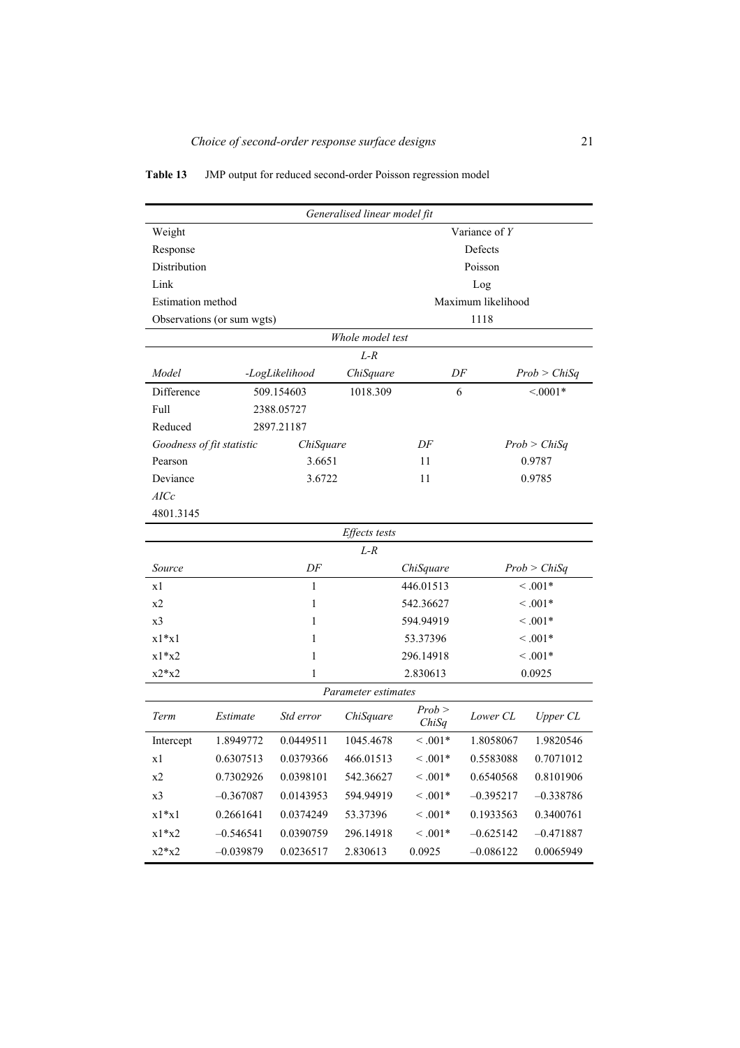**Table 13** JMP output for reduced second-order Poisson regression model

| *Generalised linear model fit* | | | | | | |
|---|---|---|---|---|---|---|
| Weight | | | | Variance of *Y* | | |
| Response | | | | Defects | | |
| Distribution | | | | Poisson | | |
| Link | | | | Log | | |
| Estimation method | | | | Maximum likelihood | | |
| Observations (or sum wgts) | | | | 1118 | | |
| *Whole model test* | | | | | | |
| | | *L-R* | | | | |
| *Model* | *-LogLikelihood* | *ChiSquare* | | *DF* | | *Prob > ChiSq* |
| Difference | 509.154603 | 1018.309 | | 6 | | <.0001* |
| Full | 2388.05727 | | | | | |
| Reduced | 2897.21187 | | | | | |
| *Goodness of fit statistic* | *ChiSquare* | | *DF* | | *Prob > ChiSq* | |
| Pearson | 3.6651 | | 11 | | 0.9787 | |
| Deviance | 3.6722 | | 11 | | 0.9785 | |
| *AICc* | | | | | | |
| 4801.3145 | | | | | | |
| *Effects tests* | | | | | | |
| | | *L-R* | | | | |
| *Source* | *DF* | | *ChiSquare* | | *Prob > ChiSq* | |
| x1 | 1 | | 446.01513 | | < .001* | |
| x2 | 1 | | 542.36627 | | < .001* | |
| x3 | 1 | | 594.94919 | | < .001* | |
| x1*x1 | 1 | | 53.37396 | | < .001* | |
| x1*x2 | 1 | | 296.14918 | | < .001* | |
| x2*x2 | 1 | | 2.830613 | | 0.0925 | |
| *Parameter estimates* | | | | | | |
| *Term* | *Estimate* | *Std error* | *ChiSquare* | *Prob > ChiSq* | *Lower CL* | *Upper CL* |
| Intercept | 1.8949772 | 0.0449511 | 1045.4678 | < .001* | 1.8058067 | 1.9820546 |
| x1 | 0.6307513 | 0.0379366 | 466.01513 | < .001* | 0.5583088 | 0.7071012 |
| x2 | 0.7302926 | 0.0398101 | 542.36627 | < .001* | 0.6540568 | 0.8101906 |
| x3 | –0.367087 | 0.0143953 | 594.94919 | < .001* | –0.395217 | –0.338786 |
| x1*x1 | 0.2661641 | 0.0374249 | 53.37396 | < .001* | 0.1933563 | 0.3400761 |
| x1*x2 | –0.546541 | 0.0390759 | 296.14918 | < .001* | –0.625142 | –0.471887 |
| x2*x2 | –0.039879 | 0.0236517 | 2.830613 | 0.0925 | –0.086122 | 0.0065949 |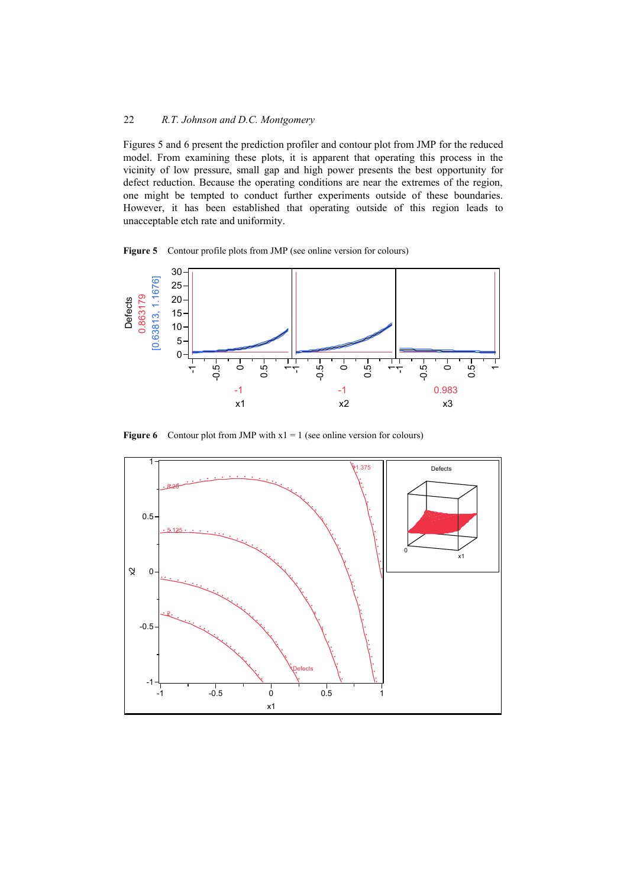Figures 5 and 6 present the prediction profiler and contour plot from JMP for the reduced model. From examining these plots, it is apparent that operating this process in the vicinity of low pressure, small gap and high power presents the best opportunity for defect reduction. Because the operating conditions are near the extremes of the region, one might be tempted to conduct further experiments outside of these boundaries. However, it has been established that operating outside of this region leads to unacceptable etch rate and uniformity.

**Figure 5** Contour profile plots from JMP (see online version for colours)

**Figure 6** Contour plot from JMP with x1 = 1 (see online version for colours)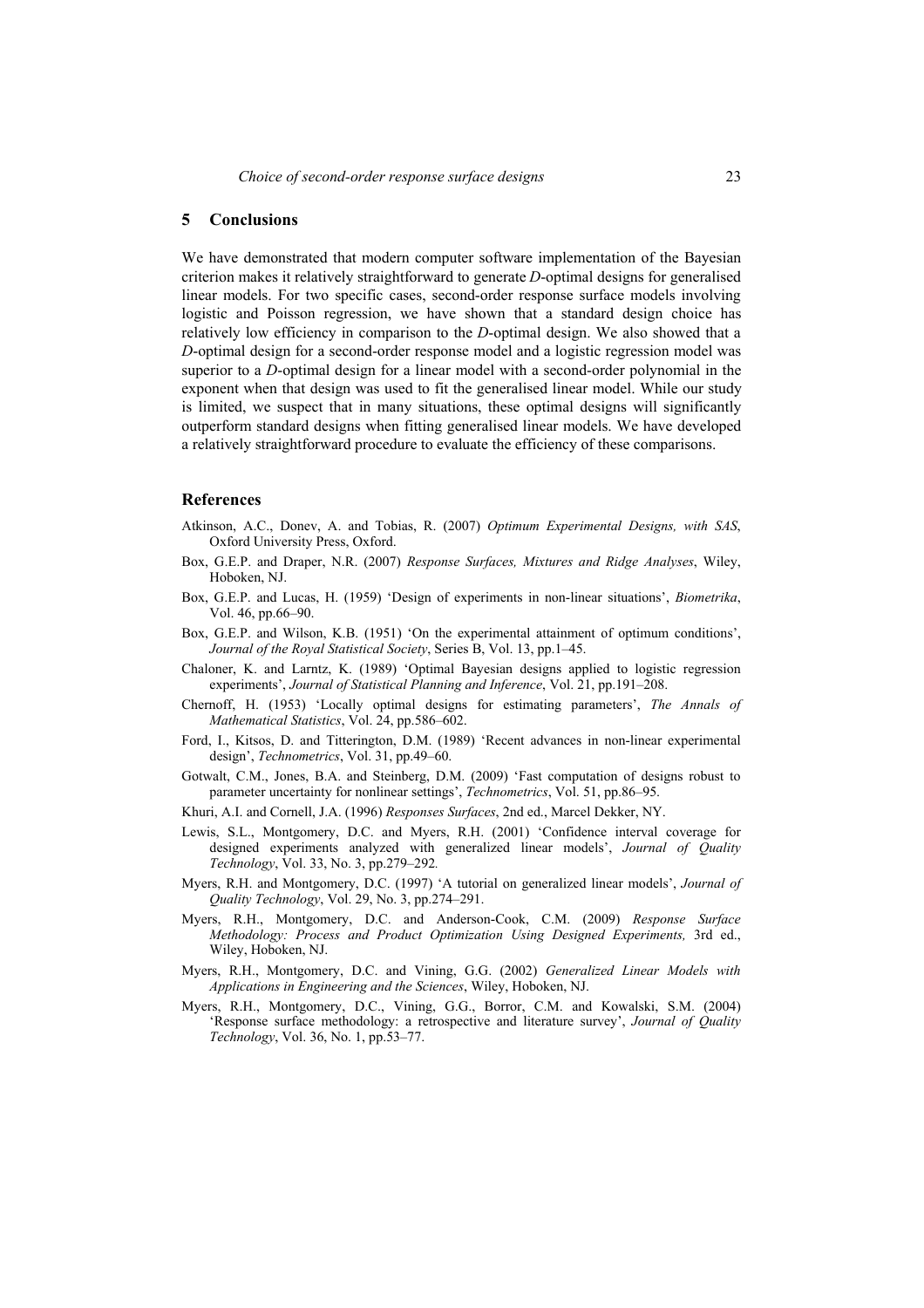## 5 Conclusions

We have demonstrated that modern computer software implementation of the Bayesian criterion makes it relatively straightforward to generate *D*-optimal designs for generalised linear models. For two specific cases, second-order response surface models involving logistic and Poisson regression, we have shown that a standard design choice has relatively low efficiency in comparison to the *D*-optimal design. We also showed that a *D*-optimal design for a second-order response model and a logistic regression model was superior to a *D*-optimal design for a linear model with a second-order polynomial in the exponent when that design was used to fit the generalised linear model. While our study is limited, we suspect that in many situations, these optimal designs will significantly outperform standard designs when fitting generalised linear models. We have developed a relatively straightforward procedure to evaluate the efficiency of these comparisons.

## References

Atkinson, A.C., Donev, A. and Tobias, R. (2007) *Optimum Experimental Designs, with SAS*, Oxford University Press, Oxford.

Box, G.E.P. and Draper, N.R. (2007) *Response Surfaces, Mixtures and Ridge Analyses*, Wiley, Hoboken, NJ.

Box, G.E.P. and Lucas, H. (1959) 'Design of experiments in non-linear situations', *Biometrika*, Vol. 46, pp.66–90.

Box, G.E.P. and Wilson, K.B. (1951) 'On the experimental attainment of optimum conditions', *Journal of the Royal Statistical Society*, Series B, Vol. 13, pp.1–45.

Chaloner, K. and Larntz, K. (1989) 'Optimal Bayesian designs applied to logistic regression experiments', *Journal of Statistical Planning and Inference*, Vol. 21, pp.191–208.

Chernoff, H. (1953) 'Locally optimal designs for estimating parameters', *The Annals of Mathematical Statistics*, Vol. 24, pp.586–602.

Ford, I., Kitsos, D. and Titterington, D.M. (1989) 'Recent advances in non-linear experimental design', *Technometrics*, Vol. 31, pp.49–60.

Gotwalt, C.M., Jones, B.A. and Steinberg, D.M. (2009) 'Fast computation of designs robust to parameter uncertainty for nonlinear settings', *Technometrics*, Vol. 51, pp.86–95.

Khuri, A.I. and Cornell, J.A. (1996) *Responses Surfaces*, 2nd ed., Marcel Dekker, NY.

Lewis, S.L., Montgomery, D.C. and Myers, R.H. (2001) 'Confidence interval coverage for designed experiments analyzed with generalized linear models', *Journal of Quality Technology*, Vol. 33, No. 3, pp.279–292.

Myers, R.H. and Montgomery, D.C. (1997) 'A tutorial on generalized linear models', *Journal of Quality Technology*, Vol. 29, No. 3, pp.274–291.

Myers, R.H., Montgomery, D.C. and Anderson-Cook, C.M. (2009) *Response Surface Methodology: Process and Product Optimization Using Designed Experiments,* 3rd ed., Wiley, Hoboken, NJ.

Myers, R.H., Montgomery, D.C. and Vining, G.G. (2002) *Generalized Linear Models with Applications in Engineering and the Sciences*, Wiley, Hoboken, NJ.

Myers, R.H., Montgomery, D.C., Vining, G.G., Borror, C.M. and Kowalski, S.M. (2004) 'Response surface methodology: a retrospective and literature survey', *Journal of Quality Technology*, Vol. 36, No. 1, pp.53–77.